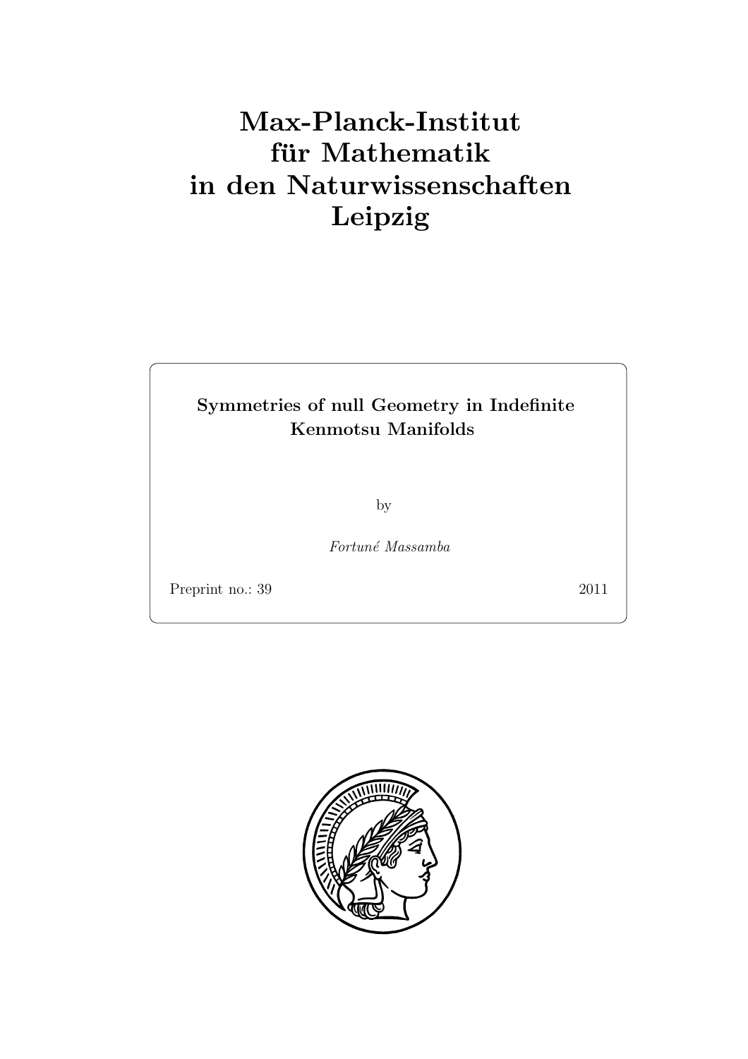# Max-Planck-Institut für Mathematik in den Naturwissenschaften Leipzig

**Symmetries of null Geometry in Indefinite Kenmotsu Manifolds**

by

*Fortuné Massamba*

Preprint no.: 39

2011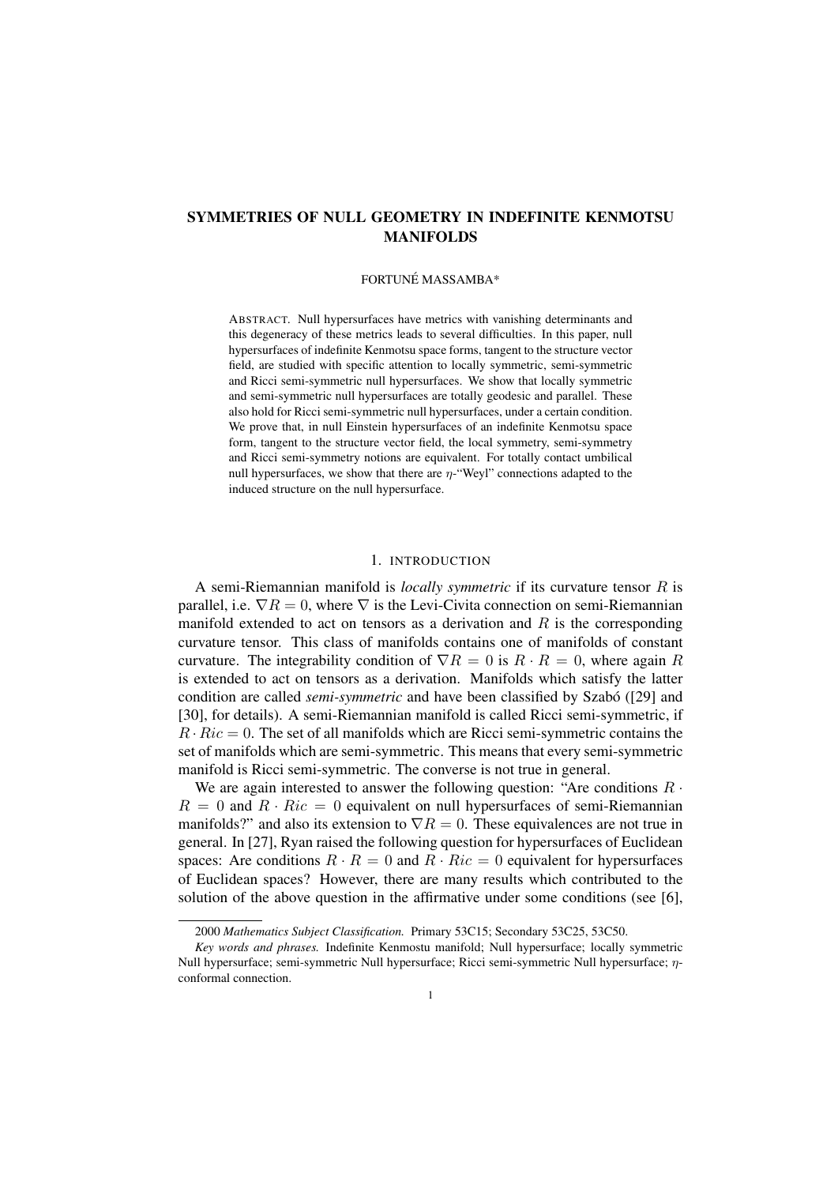# SYMMETRIES OF NULL GEOMETRY IN INDEFINITE KENMOTSU MANIFOLDS

FORTUNÉ MASSAMBA*

ABSTRACT. Null hypersurfaces have metrics with vanishing determinants and this degeneracy of these metrics leads to several difficulties. In this paper, null hypersurfaces of indefinite Kenmotsu space forms, tangent to the structure vector field, are studied with specific attention to locally symmetric, semi-symmetric and Ricci semi-symmetric null hypersurfaces. We show that locally symmetric and semi-symmetric null hypersurfaces are totally geodesic and parallel. These also hold for Ricci semi-symmetric null hypersurfaces, under a certain condition. We prove that, in null Einstein hypersurfaces of an indefinite Kenmotsu space form, tangent to the structure vector field, the local symmetry, semi-symmetry and Ricci semi-symmetry notions are equivalent. For totally contact umbilical null hypersurfaces, we show that there are $\eta$-"Weyl" connections adapted to the induced structure on the null hypersurface.

## 1. INTRODUCTION

A semi-Riemannian manifold is *locally symmetric* if its curvature tensor $R$ is parallel, i.e. $\nabla R = 0$, where $\nabla$ is the Levi-Civita connection on semi-Riemannian manifold extended to act on tensors as a derivation and $R$ is the corresponding curvature tensor. This class of manifolds contains one of manifolds of constant curvature. The integrability condition of $\nabla R = 0$ is $R \cdot R = 0$, where again $R$ is extended to act on tensors as a derivation. Manifolds which satisfy the latter condition are called *semi-symmetric* and have been classified by Szabó ([29] and [30], for details). A semi-Riemannian manifold is called Ricci semi-symmetric, if $R \cdot Ric = 0$. The set of all manifolds which are Ricci semi-symmetric contains the set of manifolds which are semi-symmetric. This means that every semi-symmetric manifold is Ricci semi-symmetric. The converse is not true in general.

We are again interested to answer the following question: "Are conditions $R \cdot R = 0$ and $R \cdot Ric = 0$ equivalent on null hypersurfaces of semi-Riemannian manifolds?" and also its extension to $\nabla R = 0$. These equivalences are not true in general. In [27], Ryan raised the following question for hypersurfaces of Euclidean spaces: Are conditions $R \cdot R = 0$ and $R \cdot Ric = 0$ equivalent for hypersurfaces of Euclidean spaces? However, there are many results which contributed to the solution of the above question in the affirmative under some conditions (see [6],

---

2000 *Mathematics Subject Classification.* Primary 53C15; Secondary 53C25, 53C50.

*Key words and phrases.* Indefinite Kenmostu manifold; Null hypersurface; locally symmetric Null hypersurface; semi-symmetric Null hypersurface; Ricci semi-symmetric Null hypersurface; $\eta$-conformal connection.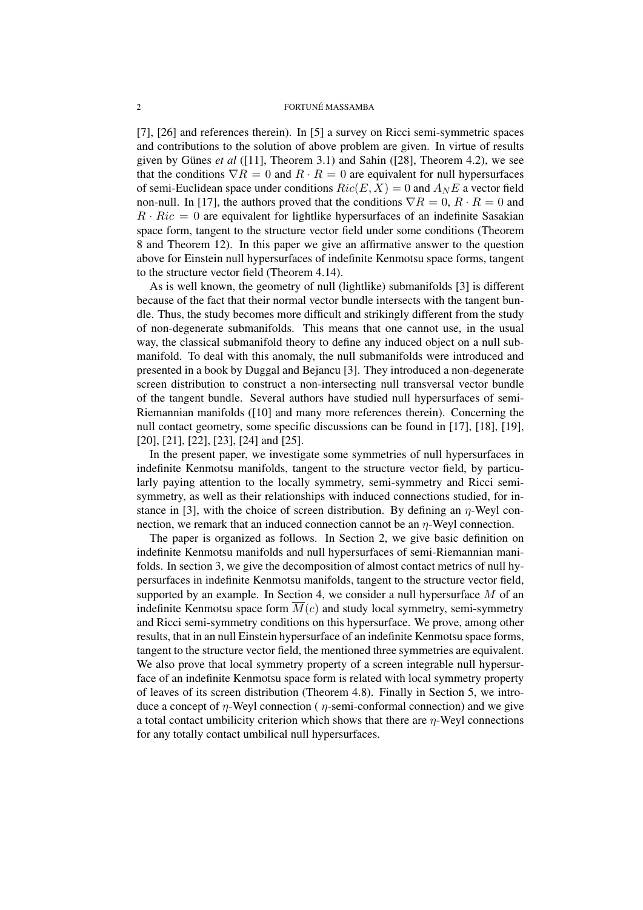[7], [26] and references therein). In [5] a survey on Ricci semi-symmetric spaces and contributions to the solution of above problem are given. In virtue of results given by Günes *et al* ([11], Theorem 3.1) and Sahin ([28], Theorem 4.2), we see that the conditions $\nabla R = 0$ and $R \cdot R = 0$ are equivalent for null hypersurfaces of semi-Euclidean space under conditions $Ric(E, X) = 0$ and $A_N E$ a vector field non-null. In [17], the authors proved that the conditions $\nabla R = 0$, $R \cdot R = 0$ and $R \cdot Ric = 0$ are equivalent for lightlike hypersurfaces of an indefinite Sasakian space form, tangent to the structure vector field under some conditions (Theorem 8 and Theorem 12). In this paper we give an affirmative answer to the question above for Einstein null hypersurfaces of indefinite Kenmotsu space forms, tangent to the structure vector field (Theorem 4.14).

As is well known, the geometry of null (lightlike) submanifolds [3] is different because of the fact that their normal vector bundle intersects with the tangent bundle. Thus, the study becomes more difficult and strikingly different from the study of non-degenerate submanifolds. This means that one cannot use, in the usual way, the classical submanifold theory to define any induced object on a null submanifold. To deal with this anomaly, the null submanifolds were introduced and presented in a book by Duggal and Bejancu [3]. They introduced a non-degenerate screen distribution to construct a non-intersecting null transversal vector bundle of the tangent bundle. Several authors have studied null hypersurfaces of semi-Riemannian manifolds ([10] and many more references therein). Concerning the null contact geometry, some specific discussions can be found in [17], [18], [19], [20], [21], [22], [23], [24] and [25].

In the present paper, we investigate some symmetries of null hypersurfaces in indefinite Kenmotsu manifolds, tangent to the structure vector field, by particularly paying attention to the locally symmetry, semi-symmetry and Ricci semi-symmetry, as well as their relationships with induced connections studied, for instance in [3], with the choice of screen distribution. By defining an $\eta$-Weyl connection, we remark that an induced connection cannot be an $\eta$-Weyl connection.

The paper is organized as follows. In Section 2, we give basic definition on indefinite Kenmotsu manifolds and null hypersurfaces of semi-Riemannian manifolds. In section 3, we give the decomposition of almost contact metrics of null hypersurfaces in indefinite Kenmotsu manifolds, tangent to the structure vector field, supported by an example. In Section 4, we consider a null hypersurface $M$ of an indefinite Kenmotsu space form $\overline{M}(c)$ and study local symmetry, semi-symmetry and Ricci semi-symmetry conditions on this hypersurface. We prove, among other results, that in an null Einstein hypersurface of an indefinite Kenmotsu space forms, tangent to the structure vector field, the mentioned three symmetries are equivalent. We also prove that local symmetry property of a screen integrable null hypersurface of an indefinite Kenmotsu space form is related with local symmetry property of leaves of its screen distribution (Theorem 4.8). Finally in Section 5, we introduce a concept of $\eta$-Weyl connection ( $\eta$-semi-conformal connection) and we give a total contact umbilicity criterion which shows that there are $\eta$-Weyl connections for any totally contact umbilical null hypersurfaces.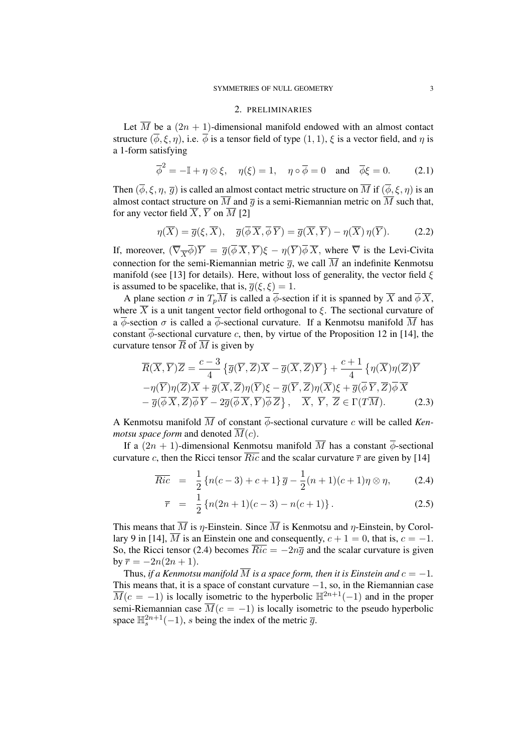## 2. PRELIMINARIES

Let $\overline{M}$ be a $(2n+1)$-dimensional manifold endowed with an almost contact structure $(\overline{\phi}, \xi, \eta)$, i.e. $\overline{\phi}$ is a tensor field of type $(1,1)$, $\xi$ is a vector field, and $\eta$ is a 1-form satisfying

$$\overline{\phi}^2 = -\mathbb{I} + \eta \otimes \xi, \quad \eta(\xi) = 1, \quad \eta \circ \overline{\phi} = 0 \quad \text{and} \quad \overline{\phi}\xi = 0. \tag{2.1}$$

Then $(\overline{\phi}, \xi, \eta, \overline{g})$ is called an almost contact metric structure on $\overline{M}$ if $(\overline{\phi}, \xi, \eta)$ is an almost contact structure on $\overline{M}$ and $\overline{g}$ is a semi-Riemannian metric on $\overline{M}$ such that, for any vector field $\overline{X}$, $\overline{Y}$ on $\overline{M}$ [2]

$$\eta(\overline{X}) = \overline{g}(\xi, \overline{X}), \quad \overline{g}(\overline{\phi}\,\overline{X}, \overline{\phi}\,\overline{Y}) = \overline{g}(\overline{X}, \overline{Y}) - \eta(\overline{X})\,\eta(\overline{Y}). \tag{2.2}$$

If, moreover, $(\overline{\nabla}_{\overline{X}}\overline{\phi})\overline{Y} = \overline{g}(\overline{\phi}\,\overline{X}, \overline{Y})\xi - \eta(\overline{Y})\overline{\phi}\,\overline{X}$, where $\overline{\nabla}$ is the Levi-Civita connection for the semi-Riemannian metric $\overline{g}$, we call $\overline{M}$ an indefinite Kenmotsu manifold (see [13] for details). Here, without loss of generality, the vector field $\xi$ is assumed to be spacelike, that is, $\overline{g}(\xi, \xi) = 1$.

A plane section $\sigma$ in $T_p\overline{M}$ is called a $\overline{\phi}$-section if it is spanned by $\overline{X}$ and $\overline{\phi}\,\overline{X}$, where $\overline{X}$ is a unit tangent vector field orthogonal to $\xi$. The sectional curvature of a $\overline{\phi}$-section $\sigma$ is called a $\overline{\phi}$-sectional curvature. If a Kenmotsu manifold $\overline{M}$ has constant $\overline{\phi}$-sectional curvature $c$, then, by virtue of the Proposition 12 in [14], the curvature tensor $\overline{R}$ of $\overline{M}$ is given by

$$\begin{aligned}
\overline{R}(\overline{X}, \overline{Y})\overline{Z} &= \frac{c-3}{4}\left\{\overline{g}(\overline{Y}, \overline{Z})\overline{X} - \overline{g}(\overline{X}, \overline{Z})\overline{Y}\right\} + \frac{c+1}{4}\left\{\eta(\overline{X})\eta(\overline{Z})\overline{Y}\right. \\
&-\eta(\overline{Y})\eta(\overline{Z})\overline{X} + \overline{g}(\overline{X}, \overline{Z})\eta(\overline{Y})\xi - \overline{g}(\overline{Y}, \overline{Z})\eta(\overline{X})\xi + \overline{g}(\overline{\phi}\,\overline{Y}, \overline{Z})\overline{\phi}\,\overline{X} \\
&\left. - \overline{g}(\overline{\phi}\,\overline{X}, \overline{Z})\overline{\phi}\,\overline{Y} - 2\overline{g}(\overline{\phi}\,\overline{X}, \overline{Y})\overline{\phi}\,\overline{Z}\right\}, \quad \overline{X},\ \overline{Y},\ \overline{Z} \in \Gamma(T\overline{M}).
\end{aligned} \tag{2.3}$$

A Kenmotsu manifold $\overline{M}$ of constant $\overline{\phi}$-sectional curvature $c$ will be called *Kenmotsu space form* and denoted $\overline{M}(c)$.

If a $(2n+1)$-dimensional Kenmotsu manifold $\overline{M}$ has a constant $\overline{\phi}$-sectional curvature $c$, then the Ricci tensor $\overline{Ric}$ and the scalar curvature $\overline{r}$ are given by [14]

$$\overline{Ric} = \frac{1}{2}\left\{n(c-3) + c + 1\right\}\overline{g} - \frac{1}{2}(n+1)(c+1)\eta \otimes \eta, \tag{2.4}$$

$$\overline{r} = \frac{1}{2}\left\{n(2n+1)(c-3) - n(c+1)\right\}. \tag{2.5}$$

This means that $\overline{M}$ is $\eta$-Einstein. Since $\overline{M}$ is Kenmotsu and $\eta$-Einstein, by Corollary 9 in [14], $\overline{M}$ is an Einstein one and consequently, $c+1=0$, that is, $c=-1$. So, the Ricci tensor (2.4) becomes $\overline{Ric} = -2n\overline{g}$ and the scalar curvature is given by $\overline{r} = -2n(2n+1)$.

Thus, *if a Kenmotsu manifold $\overline{M}$ is a space form, then it is Einstein and $c=-1$.* This means that, it is a space of constant curvature $-1$, so, in the Riemannian case $\overline{M}(c=-1)$ is locally isometric to the hyperbolic $\mathbb{H}^{2n+1}(-1)$ and in the proper semi-Riemannian case $\overline{M}(c=-1)$ is locally isometric to the pseudo hyperbolic space $\mathbb{H}^{2n+1}_s(-1)$, $s$ being the index of the metric $\overline{g}$.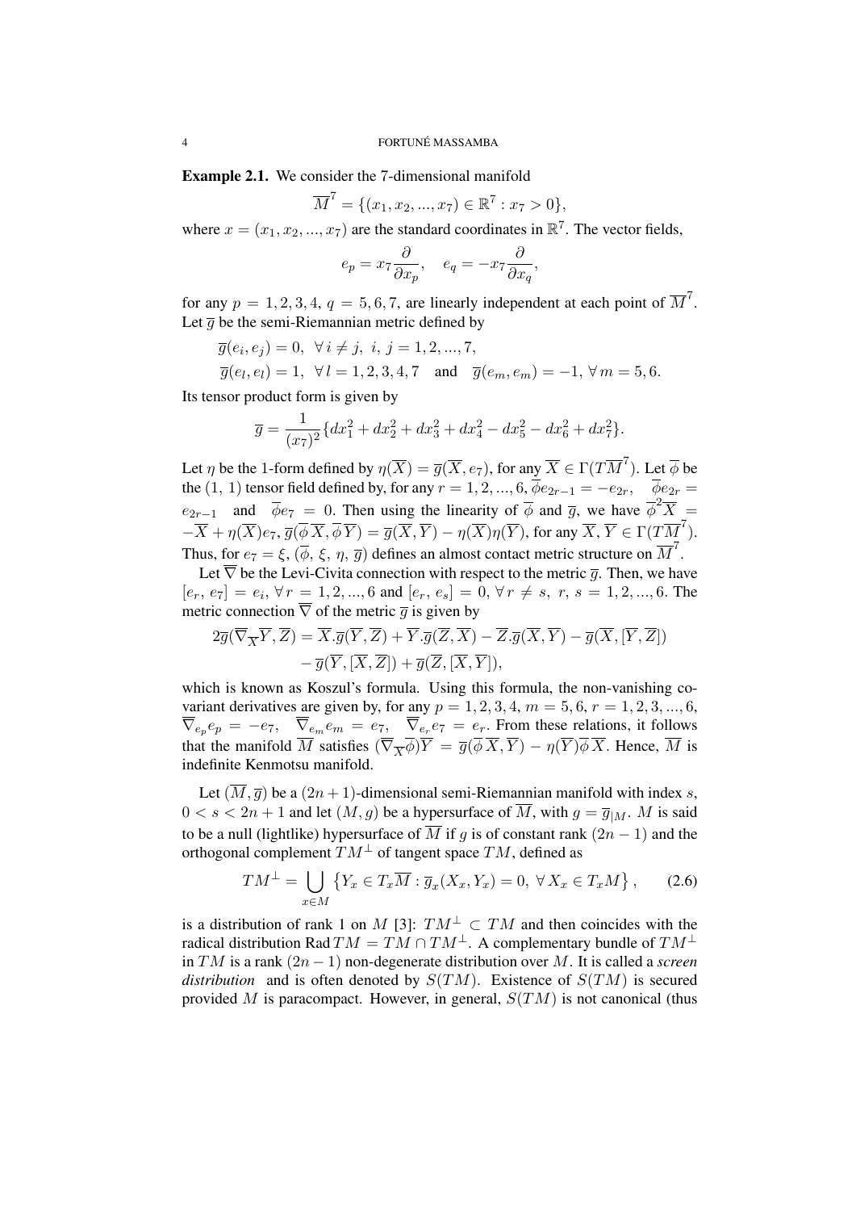**Example 2.1.** We consider the 7-dimensional manifold

$$\overline{M}^7 = \{(x_1, x_2, ..., x_7) \in \mathbb{R}^7 : x_7 > 0\},$$

where $x = (x_1, x_2, ..., x_7)$ are the standard coordinates in $\mathbb{R}^7$. The vector fields,

$$e_p = x_7 \frac{\partial}{\partial x_p}, \quad e_q = -x_7 \frac{\partial}{\partial x_q},$$

for any $p = 1, 2, 3, 4$, $q = 5, 6, 7$, are linearly independent at each point of $\overline{M}^7$. Let $\overline{g}$ be the semi-Riemannian metric defined by

$$\overline{g}(e_i, e_j) = 0, \ \forall\, i \neq j, \ i, j = 1, 2, ..., 7,$$
$$\overline{g}(e_l, e_l) = 1, \ \forall\, l = 1, 2, 3, 4, 7 \quad \text{and} \quad \overline{g}(e_m, e_m) = -1, \ \forall\, m = 5, 6.$$

Its tensor product form is given by

$$\overline{g} = \frac{1}{(x_7)^2}\{dx_1^2 + dx_2^2 + dx_3^2 + dx_4^2 - dx_5^2 - dx_6^2 + dx_7^2\}.$$

Let $\eta$ be the 1-form defined by $\eta(\overline{X}) = \overline{g}(\overline{X}, e_7)$, for any $\overline{X} \in \Gamma(T\overline{M}^7)$. Let $\overline{\phi}$ be the $(1,\, 1)$ tensor field defined by, for any $r = 1, 2, ..., 6$, $\overline{\phi} e_{2r-1} = -e_{2r}$, $\quad \overline{\phi} e_{2r} = e_{2r-1}$ and $\overline{\phi} e_7 = 0$. Then using the linearity of $\overline{\phi}$ and $\overline{g}$, we have $\overline{\phi}^2 \overline{X} = -\overline{X} + \eta(\overline{X}) e_7$, $\overline{g}(\overline{\phi}\, \overline{X}, \overline{\phi}\, \overline{Y}) = \overline{g}(\overline{X}, \overline{Y}) - \eta(\overline{X})\eta(\overline{Y})$, for any $\overline{X}, \overline{Y} \in \Gamma(T\overline{M}^7)$. Thus, for $e_7 = \xi$, $(\overline{\phi},\, \xi,\, \eta,\, \overline{g})$ defines an almost contact metric structure on $\overline{M}^7$.

Let $\overline{\nabla}$ be the Levi-Civita connection with respect to the metric $\overline{g}$. Then, we have $[e_r,\, e_7] = e_i$, $\forall\, r = 1, 2, ..., 6$ and $[e_r,\, e_s] = 0$, $\forall\, r \neq s$, $r, s = 1, 2, ..., 6$. The metric connection $\overline{\nabla}$ of the metric $\overline{g}$ is given by

$$\begin{aligned}
2\overline{g}(\overline{\nabla}_{\overline{X}} \overline{Y}, \overline{Z}) &= \overline{X}.\overline{g}(\overline{Y}, \overline{Z}) + \overline{Y}.\overline{g}(\overline{Z}, \overline{X}) - \overline{Z}.\overline{g}(\overline{X}, \overline{Y}) - \overline{g}(\overline{X}, [\overline{Y}, \overline{Z}]) \\
&\quad - \overline{g}(\overline{Y}, [\overline{X}, \overline{Z}]) + \overline{g}(\overline{Z}, [\overline{X}, \overline{Y}]),
\end{aligned}$$

which is known as Koszul's formula. Using this formula, the non-vanishing covariant derivatives are given by, for any $p = 1, 2, 3, 4$, $m = 5, 6$, $r = 1, 2, 3, ..., 6$, $\overline{\nabla}_{e_p} e_p = -e_7$, $\quad \overline{\nabla}_{e_m} e_m = e_7$, $\quad \overline{\nabla}_{e_r} e_7 = e_r$. From these relations, it follows that the manifold $\overline{M}$ satisfies $(\overline{\nabla}_{\overline{X}} \overline{\phi})\overline{Y} = \overline{g}(\overline{\phi}\, \overline{X}, \overline{Y}) - \eta(\overline{Y})\overline{\phi}\, \overline{X}$. Hence, $\overline{M}$ is indefinite Kenmotsu manifold.

Let $(\overline{M}, \overline{g})$ be a $(2n+1)$-dimensional semi-Riemannian manifold with index $s$, $0 < s < 2n+1$ and let $(M, g)$ be a hypersurface of $\overline{M}$, with $g = \overline{g}_{|M}$. $M$ is said to be a null (lightlike) hypersurface of $\overline{M}$ if $g$ is of constant rank $(2n-1)$ and the orthogonal complement $TM^\perp$ of tangent space $TM$, defined as

$$TM^\perp = \bigcup_{x \in M} \left\{ Y_x \in T_x\overline{M} : \overline{g}_x(X_x, Y_x) = 0, \ \forall\, X_x \in T_xM \right\}, \tag{2.6}$$

is a distribution of rank 1 on $M$ [3]: $TM^\perp \subset TM$ and then coincides with the radical distribution $\operatorname{Rad} TM = TM \cap TM^\perp$. A complementary bundle of $TM^\perp$ in $TM$ is a rank $(2n-1)$ non-degenerate distribution over $M$. It is called a *screen distribution* and is often denoted by $S(TM)$. Existence of $S(TM)$ is secured provided $M$ is paracompact. However, in general, $S(TM)$ is not canonical (thus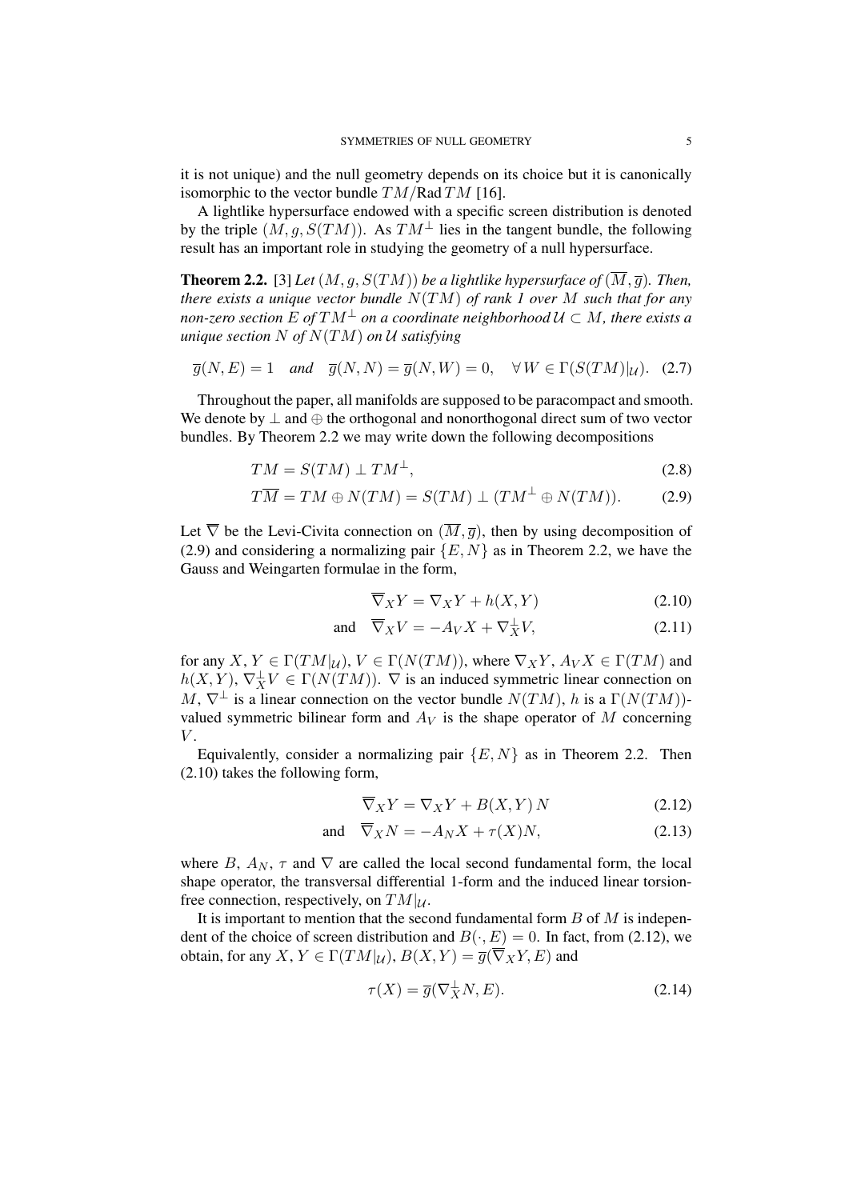it is not unique) and the null geometry depends on its choice but it is canonically isomorphic to the vector bundle $TM/\text{Rad}\,TM$ [16].

A lightlike hypersurface endowed with a specific screen distribution is denoted by the triple $(M, g, S(TM))$. As $TM^{\perp}$ lies in the tangent bundle, the following result has an important role in studying the geometry of a null hypersurface.

**Theorem 2.2.** [3] *Let $(M, g, S(TM))$ be a lightlike hypersurface of $(\overline{M}, \overline{g})$. Then, there exists a unique vector bundle $N(TM)$ of rank 1 over $M$ such that for any non-zero section $E$ of $TM^{\perp}$ on a coordinate neighborhood $\mathcal{U} \subset M$, there exists a unique section $N$ of $N(TM)$ on $\mathcal{U}$ satisfying*

$$\overline{g}(N, E) = 1 \quad \text{and} \quad \overline{g}(N, N) = \overline{g}(N, W) = 0, \quad \forall\, W \in \Gamma(S(TM)|_{\mathcal{U}}). \tag{2.7}$$

Throughout the paper, all manifolds are supposed to be paracompact and smooth. We denote by $\perp$ and $\oplus$ the orthogonal and nonorthogonal direct sum of two vector bundles. By Theorem 2.2 we may write down the following decompositions

$$TM = S(TM) \perp TM^{\perp}, \tag{2.8}$$

$$T\overline{M} = TM \oplus N(TM) = S(TM) \perp (TM^{\perp} \oplus N(TM)). \tag{2.9}$$

Let $\overline{\nabla}$ be the Levi-Civita connection on $(\overline{M}, \overline{g})$, then by using decomposition of (2.9) and considering a normalizing pair $\{E, N\}$ as in Theorem 2.2, we have the Gauss and Weingarten formulae in the form,

$$\overline{\nabla}_X Y = \nabla_X Y + h(X, Y) \tag{2.10}$$

$$\text{and} \quad \overline{\nabla}_X V = -A_V X + \nabla^{\perp}_X V, \tag{2.11}$$

for any $X, Y \in \Gamma(TM|_{\mathcal{U}})$, $V \in \Gamma(N(TM))$, where $\nabla_X Y$, $A_V X \in \Gamma(TM)$ and $h(X, Y)$, $\nabla^{\perp}_X V \in \Gamma(N(TM))$. $\nabla$ is an induced symmetric linear connection on $M$, $\nabla^{\perp}$ is a linear connection on the vector bundle $N(TM)$, $h$ is a $\Gamma(N(TM))$-valued symmetric bilinear form and $A_V$ is the shape operator of $M$ concerning $V$.

Equivalently, consider a normalizing pair $\{E, N\}$ as in Theorem 2.2. Then (2.10) takes the following form,

$$\overline{\nabla}_X Y = \nabla_X Y + B(X, Y)\, N \tag{2.12}$$

$$\text{and} \quad \overline{\nabla}_X N = -A_N X + \tau(X) N, \tag{2.13}$$

where $B$, $A_N$, $\tau$ and $\nabla$ are called the local second fundamental form, the local shape operator, the transversal differential 1-form and the induced linear torsion-free connection, respectively, on $TM|_{\mathcal{U}}$.

It is important to mention that the second fundamental form $B$ of $M$ is independent of the choice of screen distribution and $B(\cdot, E) = 0$. In fact, from (2.12), we obtain, for any $X, Y \in \Gamma(TM|_{\mathcal{U}})$, $B(X, Y) = \overline{g}(\overline{\nabla}_X Y, E)$ and

$$\tau(X) = \overline{g}(\nabla^{\perp}_X N, E). \tag{2.14}$$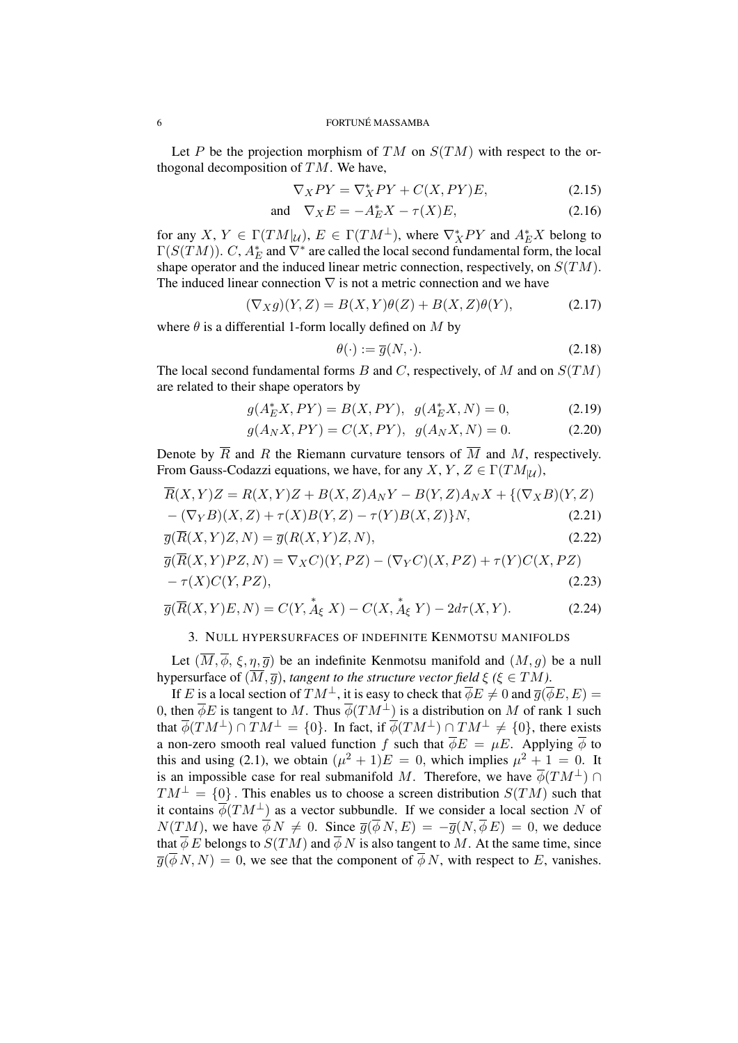Let $P$ be the projection morphism of $TM$ on $S(TM)$ with respect to the orthogonal decomposition of $TM$. We have,

$$\nabla_X PY = \nabla^*_X PY + C(X, PY)E, \tag{2.15}$$

$$\text{and} \quad \nabla_X E = -A^*_E X - \tau(X)E, \tag{2.16}$$

for any $X$, $Y \in \Gamma(TM|_{\mathcal{U}})$, $E \in \Gamma(TM^\perp)$, where $\nabla^*_X PY$ and $A^*_E X$ belong to $\Gamma(S(TM))$. $C$, $A^*_E$ and $\nabla^*$ are called the local second fundamental form, the local shape operator and the induced linear metric connection, respectively, on $S(TM)$. The induced linear connection $\nabla$ is not a metric connection and we have

$$(\nabla_X g)(Y, Z) = B(X, Y)\theta(Z) + B(X, Z)\theta(Y), \tag{2.17}$$

where $\theta$ is a differential 1-form locally defined on $M$ by

$$\theta(\cdot) := \overline{g}(N, \cdot). \tag{2.18}$$

The local second fundamental forms $B$ and $C$, respectively, of $M$ and on $S(TM)$ are related to their shape operators by

$$g(A^*_E X, PY) = B(X, PY), \quad g(A^*_E X, N) = 0, \tag{2.19}$$

$$g(A_N X, PY) = C(X, PY), \quad g(A_N X, N) = 0. \tag{2.20}$$

Denote by $\overline{R}$ and $R$ the Riemann curvature tensors of $\overline{M}$ and $M$, respectively. From Gauss-Codazzi equations, we have, for any $X$, $Y$, $Z \in \Gamma(TM_{|\mathcal{U}})$,

$$\begin{aligned}
\overline{R}(X, Y)Z &= R(X, Y)Z + B(X, Z)A_N Y - B(Y, Z)A_N X + \{(\nabla_X B)(Y, Z) \\
&\quad - (\nabla_Y B)(X, Z) + \tau(X)B(Y, Z) - \tau(Y)B(X, Z)\}N,
\end{aligned} \tag{2.21}$$

$$\overline{g}(\overline{R}(X, Y)Z, N) = \overline{g}(R(X, Y)Z, N), \tag{2.22}$$

$$\begin{aligned}
\overline{g}(\overline{R}(X, Y)PZ, N) &= \nabla_X C)(Y, PZ) - (\nabla_Y C)(X, PZ) + \tau(Y)C(X, PZ) \\
&\quad - \tau(X)C(Y, PZ),
\end{aligned} \tag{2.23}$$

$$\overline{g}(\overline{R}(X, Y)E, N) = C(Y, \overset{*}{A}_\xi X) - C(X, \overset{*}{A}_\xi Y) - 2d\tau(X, Y). \tag{2.24}$$

## 3. Null hypersurfaces of indefinite Kenmotsu manifolds

Let $(\overline{M}, \overline{\phi}, \xi, \eta, \overline{g})$ be an indefinite Kenmotsu manifold and $(M, g)$ be a null hypersurface of $(\overline{M}, \overline{g})$, *tangent to the structure vector field* $\xi$ *(*$\xi \in TM$*)*.

If $E$ is a local section of $TM^\perp$, it is easy to check that $\overline{\phi}E \neq 0$ and $\overline{g}(\overline{\phi}E, E) = 0$, then $\overline{\phi}E$ is tangent to $M$. Thus $\overline{\phi}(TM^\perp)$ is a distribution on $M$ of rank 1 such that $\overline{\phi}(TM^\perp) \cap TM^\perp = \{0\}$. In fact, if $\overline{\phi}(TM^\perp) \cap TM^\perp \neq \{0\}$, there exists a non-zero smooth real valued function $f$ such that $\overline{\phi}E = \mu E$. Applying $\overline{\phi}$ to this and using (2.1), we obtain $(\mu^2 + 1)E = 0$, which implies $\mu^2 + 1 = 0$. It is an impossible case for real submanifold $M$. Therefore, we have $\overline{\phi}(TM^\perp) \cap TM^\perp = \{0\}$. This enables us to choose a screen distribution $S(TM)$ such that it contains $\overline{\phi}(TM^\perp)$ as a vector subbundle. If we consider a local section $N$ of $N(TM)$, we have $\overline{\phi}N \neq 0$. Since $\overline{g}(\overline{\phi}N, E) = -\overline{g}(N, \overline{\phi}E) = 0$, we deduce that $\overline{\phi}E$ belongs to $S(TM)$ and $\overline{\phi}N$ is also tangent to $M$. At the same time, since $\overline{g}(\overline{\phi}N, N) = 0$, we see that the component of $\overline{\phi}N$, with respect to $E$, vanishes.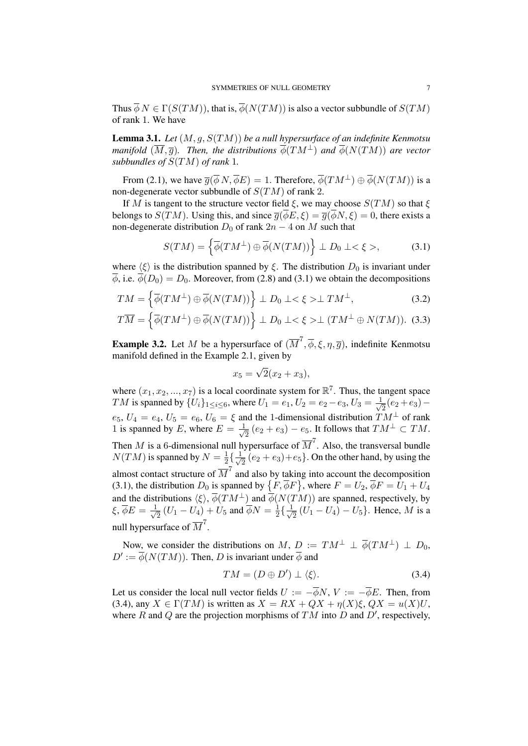Thus $\overline{\phi}\, N \in \Gamma(S(TM))$, that is, $\overline{\phi}(N(TM))$ is also a vector subbundle of $S(TM)$ of rank 1. We have

**Lemma 3.1.** *Let $(M, g, S(TM))$ be a null hypersurface of an indefinite Kenmotsu manifold $(\overline{M}, \overline{g})$. Then, the distributions $\overline{\phi}(TM^{\perp})$ and $\overline{\phi}(N(TM))$ are vector subbundles of $S(TM)$ of rank 1.*

From (2.1), we have $\overline{g}(\overline{\phi}\, N, \overline{\phi} E) = 1$. Therefore, $\overline{\phi}(TM^{\perp}) \oplus \overline{\phi}(N(TM))$ is a non-degenerate vector subbundle of $S(TM)$ of rank 2.

If $M$ is tangent to the structure vector field $\xi$, we may choose $S(TM)$ so that $\xi$ belongs to $S(TM)$. Using this, and since $\overline{g}(\overline{\phi} E, \xi) = \overline{g}(\overline{\phi} N, \xi) = 0$, there exists a non-degenerate distribution $D_0$ of rank $2n - 4$ on $M$ such that

$$S(TM) = \left\{ \overline{\phi}(TM^{\perp}) \oplus \overline{\phi}(N(TM)) \right\} \perp D_0 \perp <\xi>, \tag{3.1}$$

where $\langle \xi \rangle$ is the distribution spanned by $\xi$. The distribution $D_0$ is invariant under $\overline{\phi}$, i.e. $\overline{\phi}(D_0) = D_0$. Moreover, from (2.8) and (3.1) we obtain the decompositions

$$TM = \left\{ \overline{\phi}(TM^{\perp}) \oplus \overline{\phi}(N(TM)) \right\} \perp D_0 \perp <\xi> \perp TM^{\perp}, \tag{3.2}$$

$$T\overline{M} = \left\{ \overline{\phi}(TM^{\perp}) \oplus \overline{\phi}(N(TM)) \right\} \perp D_0 \perp <\xi> \perp (TM^{\perp} \oplus N(TM)). \tag{3.3}$$

**Example 3.2.** Let $M$ be a hypersurface of $(\overline{M}^7, \overline{\phi}, \xi, \eta, \overline{g})$, indefinite Kenmotsu manifold defined in the Example 2.1, given by

$$x_5 = \sqrt{2}(x_2 + x_3),$$

where $(x_1, x_2, ..., x_7)$ is a local coordinate system for $\mathbb{R}^7$. Thus, the tangent space $TM$ is spanned by $\{U_i\}_{1 \leq i \leq 6}$, where $U_1 = e_1, U_2 = e_2 - e_3, U_3 = \frac{1}{\sqrt{2}}(e_2 + e_3) - e_5$, $U_4 = e_4$, $U_5 = e_6$, $U_6 = \xi$ and the 1-dimensional distribution $TM^{\perp}$ of rank 1 is spanned by $E$, where $E = \frac{1}{\sqrt{2}}(e_2 + e_3) - e_5$. It follows that $TM^{\perp} \subset TM$. Then $M$ is a 6-dimensional null hypersurface of $\overline{M}^7$. Also, the transversal bundle $N(TM)$ is spanned by $N = \frac{1}{2}\{\frac{1}{\sqrt{2}}(e_2 + e_3) + e_5\}$. On the other hand, by using the almost contact structure of $\overline{M}^7$ and also by taking into account the decomposition (3.1), the distribution $D_0$ is spanned by $\left\{F, \overline{\phi} F\right\}$, where $F = U_2$, $\overline{\phi} F = U_1 + U_4$ and the distributions $\langle \xi \rangle$, $\overline{\phi}(TM^{\perp})$ and $\overline{\phi}(N(TM))$ are spanned, respectively, by $\xi$, $\overline{\phi} E = \frac{1}{\sqrt{2}}(U_1 - U_4) + U_5$ and $\overline{\phi} N = \frac{1}{2}\{\frac{1}{\sqrt{2}}(U_1 - U_4) - U_5\}$. Hence, $M$ is a null hypersurface of $\overline{M}^7$.

Now, we consider the distributions on $M$, $D := TM^{\perp} \perp \overline{\phi}(TM^{\perp}) \perp D_0$, $D' := \overline{\phi}(N(TM))$. Then, $D$ is invariant under $\overline{\phi}$ and

$$TM = (D \oplus D') \perp \langle \xi \rangle. \tag{3.4}$$

Let us consider the local null vector fields $U := -\overline{\phi} N$, $V := -\overline{\phi} E$. Then, from (3.4), any $X \in \Gamma(TM)$ is written as $X = RX + QX + \eta(X)\xi$, $QX = u(X)U$, where $R$ and $Q$ are the projection morphisms of $TM$ into $D$ and $D'$, respectively,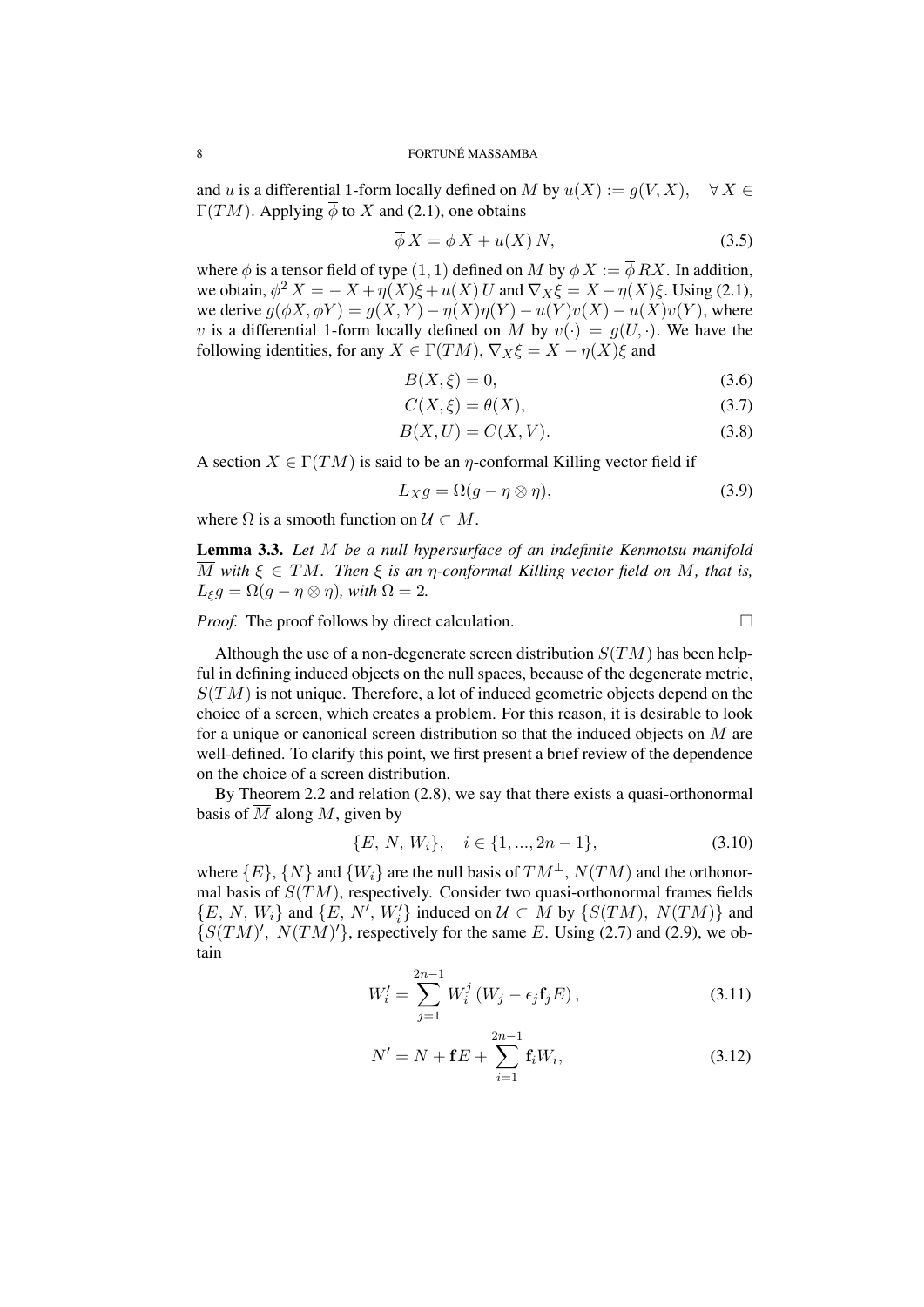and $u$ is a differential 1-form locally defined on $M$ by $u(X) := g(V, X), \quad \forall X \in \Gamma(TM)$. Applying $\overline{\phi}$ to $X$ and (2.1), one obtains

$$\overline{\phi}\, X = \phi\, X + u(X)\, N, \tag{3.5}$$

where $\phi$ is a tensor field of type $(1, 1)$ defined on $M$ by $\phi\, X := \overline{\phi}\, RX$. In addition, we obtain, $\phi^2 X = -X + \eta(X)\xi + u(X)\, U$ and $\nabla_X \xi = X - \eta(X)\xi$. Using (2.1), we derive $g(\phi X, \phi Y) = g(X, Y) - \eta(X)\eta(Y) - u(Y)v(X) - u(X)v(Y)$, where $v$ is a differential 1-form locally defined on $M$ by $v(\cdot) = g(U, \cdot)$. We have the following identities, for any $X \in \Gamma(TM)$, $\nabla_X \xi = X - \eta(X)\xi$ and

$$B(X, \xi) = 0, \tag{3.6}$$

$$C(X, \xi) = \theta(X), \tag{3.7}$$

$$B(X, U) = C(X, V). \tag{3.8}$$

A section $X \in \Gamma(TM)$ is said to be an $\eta$-conformal Killing vector field if

$$L_X g = \Omega(g - \eta \otimes \eta), \tag{3.9}$$

where $\Omega$ is a smooth function on $\mathcal{U} \subset M$.

**Lemma 3.3.** *Let $M$ be a null hypersurface of an indefinite Kenmotsu manifold $\overline{M}$ with $\xi \in TM$. Then $\xi$ is an $\eta$-conformal Killing vector field on $M$, that is, $L_\xi g = \Omega(g - \eta \otimes \eta)$, with $\Omega = 2$.*

*Proof.* The proof follows by direct calculation. □

Although the use of a non-degenerate screen distribution $S(TM)$ has been helpful in defining induced objects on the null spaces, because of the degenerate metric, $S(TM)$ is not unique. Therefore, a lot of induced geometric objects depend on the choice of a screen, which creates a problem. For this reason, it is desirable to look for a unique or canonical screen distribution so that the induced objects on $M$ are well-defined. To clarify this point, we first present a brief review of the dependence on the choice of a screen distribution.

By Theorem 2.2 and relation (2.8), we say that there exists a quasi-orthonormal basis of $\overline{M}$ along $M$, given by

$$\{E,\, N,\, W_i\}, \quad i \in \{1, ..., 2n-1\}, \tag{3.10}$$

where $\{E\}$, $\{N\}$ and $\{W_i\}$ are the null basis of $TM^\perp$, $N(TM)$ and the orthonormal basis of $S(TM)$, respectively. Consider two quasi-orthonormal frames fields $\{E,\, N,\, W_i\}$ and $\{E,\, N',\, W_i'\}$ induced on $\mathcal{U} \subset M$ by $\{S(TM),\, N(TM)\}$ and $\{S(TM)',\, N(TM)'\}$, respectively for the same $E$. Using (2.7) and (2.9), we obtain

$$W_i' = \sum_{j=1}^{2n-1} W_i^j \left(W_j - \epsilon_j \mathbf{f}_j E\right), \tag{3.11}$$

$$N' = N + \mathbf{f} E + \sum_{i=1}^{2n-1} \mathbf{f}_i W_i, \tag{3.12}$$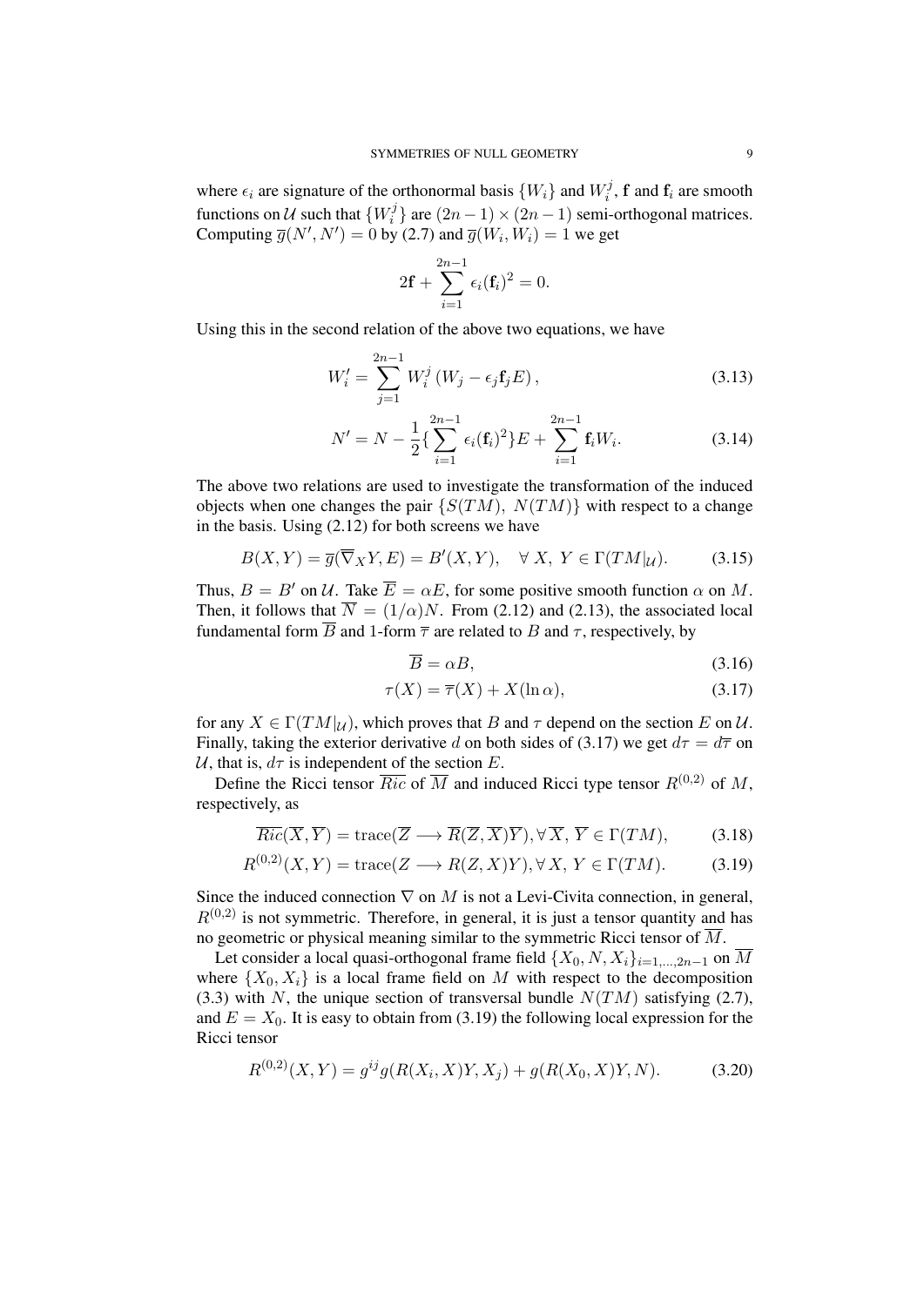where $\epsilon_i$ are signature of the orthonormal basis $\{W_i\}$ and $W_i^j$, $\mathbf{f}$ and $\mathbf{f}_i$ are smooth functions on $\mathcal{U}$ such that $\{W_i^j\}$ are $(2n-1)\times(2n-1)$ semi-orthogonal matrices. Computing $\overline{g}(N', N') = 0$ by (2.7) and $\overline{g}(W_i, W_i) = 1$ we get

$$2\mathbf{f} + \sum_{i=1}^{2n-1} \epsilon_i (\mathbf{f}_i)^2 = 0.$$

Using this in the second relation of the above two equations, we have

$$W_i' = \sum_{j=1}^{2n-1} W_i^j \left(W_j - \epsilon_j \mathbf{f}_j E\right), \tag{3.13}$$

$$N' = N - \frac{1}{2}\{\sum_{i=1}^{2n-1} \epsilon_i (\mathbf{f}_i)^2\}E + \sum_{i=1}^{2n-1} \mathbf{f}_i W_i. \tag{3.14}$$

The above two relations are used to investigate the transformation of the induced objects when one changes the pair $\{S(TM),\ N(TM)\}$ with respect to a change in the basis. Using (2.12) for both screens we have

$$B(X,Y) = \overline{g}(\overline{\nabla}_X Y, E) = B'(X,Y), \quad \forall\ X,\ Y \in \Gamma(TM|_{\mathcal{U}}). \tag{3.15}$$

Thus, $B = B'$ on $\mathcal{U}$. Take $\overline{E} = \alpha E$, for some positive smooth function $\alpha$ on $M$. Then, it follows that $\overline{N} = (1/\alpha)N$. From (2.12) and (2.13), the associated local fundamental form $\overline{B}$ and 1-form $\overline{\tau}$ are related to $B$ and $\tau$, respectively, by

$$\overline{B} = \alpha B, \tag{3.16}$$

$$\tau(X) = \overline{\tau}(X) + X(\ln \alpha), \tag{3.17}$$

for any $X \in \Gamma(TM|_{\mathcal{U}})$, which proves that $B$ and $\tau$ depend on the section $E$ on $\mathcal{U}$. Finally, taking the exterior derivative $d$ on both sides of (3.17) we get $d\tau = d\overline{\tau}$ on $\mathcal{U}$, that is, $d\tau$ is independent of the section $E$.

Define the Ricci tensor $\overline{Ric}$ of $\overline{M}$ and induced Ricci type tensor $R^{(0,2)}$ of $M$, respectively, as

$$\overline{Ric}(\overline{X}, \overline{Y}) = \mathrm{trace}(\overline{Z} \longrightarrow \overline{R}(\overline{Z}, \overline{X})\overline{Y}), \forall\, \overline{X},\ \overline{Y} \in \Gamma(TM), \tag{3.18}$$

$$R^{(0,2)}(X,Y) = \mathrm{trace}(Z \longrightarrow R(Z,X)Y), \forall\, X,\ Y \in \Gamma(TM). \tag{3.19}$$

Since the induced connection $\nabla$ on $M$ is not a Levi-Civita connection, in general, $R^{(0,2)}$ is not symmetric. Therefore, in general, it is just a tensor quantity and has no geometric or physical meaning similar to the symmetric Ricci tensor of $\overline{M}$.

Let consider a local quasi-orthogonal frame field $\{X_0, N, X_i\}_{i=1,\ldots,2n-1}$ on $\overline{M}$ where $\{X_0, X_i\}$ is a local frame field on $M$ with respect to the decomposition (3.3) with $N$, the unique section of transversal bundle $N(TM)$ satisfying (2.7), and $E = X_0$. It is easy to obtain from (3.19) the following local expression for the Ricci tensor

$$R^{(0,2)}(X,Y) = g^{ij} g(R(X_i, X)Y, X_j) + g(R(X_0, X)Y, N). \tag{3.20}$$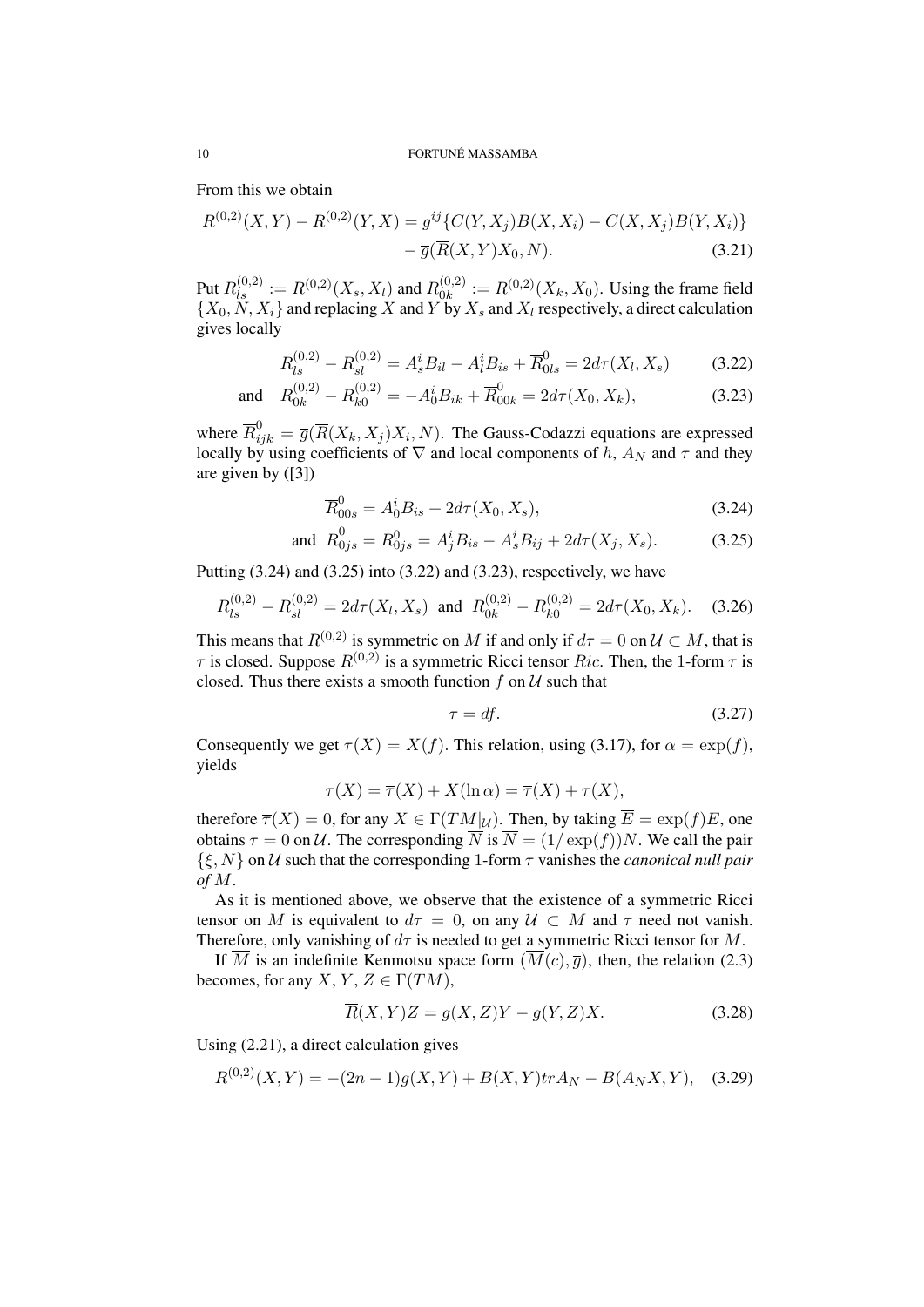From this we obtain

$$
\begin{aligned}
R^{(0,2)}(X,Y) - R^{(0,2)}(Y,X) = g^{ij}\{C(Y,X_j)B(X,X_i) - C(X,X_j)B(Y,X_i)\} \\
- \overline{g}(\overline{R}(X,Y)X_0, N). \qquad (3.21)
\end{aligned}
$$

Put $R^{(0,2)}_{ls} := R^{(0,2)}(X_s, X_l)$ and $R^{(0,2)}_{0k} := R^{(0,2)}(X_k, X_0)$. Using the frame field $\{X_0, N, X_i\}$ and replacing $X$ and $Y$ by $X_s$ and $X_l$ respectively, a direct calculation gives locally

$$
R^{(0,2)}_{ls} - R^{(0,2)}_{sl} = A^i_s B_{il} - A^i_l B_{is} + \overline{R}^0_{0ls} = 2d\tau(X_l, X_s) \qquad (3.22)
$$

$$
\text{and} \quad R^{(0,2)}_{0k} - R^{(0,2)}_{k0} = -A^i_0 B_{ik} + \overline{R}^0_{00k} = 2d\tau(X_0, X_k), \qquad (3.23)
$$

where $\overline{R}^0_{ijk} = \overline{g}(\overline{R}(X_k, X_j)X_i, N)$. The Gauss-Codazzi equations are expressed locally by using coefficients of $\nabla$ and local components of $h$, $A_N$ and $\tau$ and they are given by ([3])

$$
\overline{R}^0_{00s} = A^i_0 B_{is} + 2d\tau(X_0, X_s), \qquad (3.24)
$$

$$
\text{and} \quad \overline{R}^0_{0js} = R^0_{0js} = A^i_j B_{is} - A^i_s B_{ij} + 2d\tau(X_j, X_s). \qquad (3.25)
$$

Putting (3.24) and (3.25) into (3.22) and (3.23), respectively, we have

$$
R^{(0,2)}_{ls} - R^{(0,2)}_{sl} = 2d\tau(X_l, X_s) \ \text{ and } \ R^{(0,2)}_{0k} - R^{(0,2)}_{k0} = 2d\tau(X_0, X_k). \qquad (3.26)
$$

This means that $R^{(0,2)}$ is symmetric on $M$ if and only if $d\tau = 0$ on $\mathcal{U} \subset M$, that is $\tau$ is closed. Suppose $R^{(0,2)}$ is a symmetric Ricci tensor $Ric$. Then, the 1-form $\tau$ is closed. Thus there exists a smooth function $f$ on $\mathcal{U}$ such that

$$
\tau = df. \qquad (3.27)
$$

Consequently we get $\tau(X) = X(f)$. This relation, using (3.17), for $\alpha = \exp(f)$, yields

$$
\tau(X) = \overline{\tau}(X) + X(\ln \alpha) = \overline{\tau}(X) + \tau(X),
$$

therefore $\overline{\tau}(X) = 0$, for any $X \in \Gamma(TM|_{\mathcal{U}})$. Then, by taking $\overline{E} = \exp(f)E$, one obtains $\overline{\tau} = 0$ on $\mathcal{U}$. The corresponding $\overline{N}$ is $\overline{N} = (1/\exp(f))N$. We call the pair $\{\xi, N\}$ on $\mathcal{U}$ such that the corresponding 1-form $\tau$ vanishes the *canonical null pair of* $M$.

As it is mentioned above, we observe that the existence of a symmetric Ricci tensor on $M$ is equivalent to $d\tau = 0$, on any $\mathcal{U} \subset M$ and $\tau$ need not vanish. Therefore, only vanishing of $d\tau$ is needed to get a symmetric Ricci tensor for $M$.

If $\overline{M}$ is an indefinite Kenmotsu space form $(\overline{M}(c), \overline{g})$, then, the relation (2.3) becomes, for any $X$, $Y$, $Z \in \Gamma(TM)$,

$$
\overline{R}(X,Y)Z = g(X,Z)Y - g(Y,Z)X. \qquad (3.28)
$$

Using (2.21), a direct calculation gives

$$
R^{(0,2)}(X,Y) = -(2n-1)g(X,Y) + B(X,Y)trA_N - B(A_N X, Y), \qquad (3.29)
$$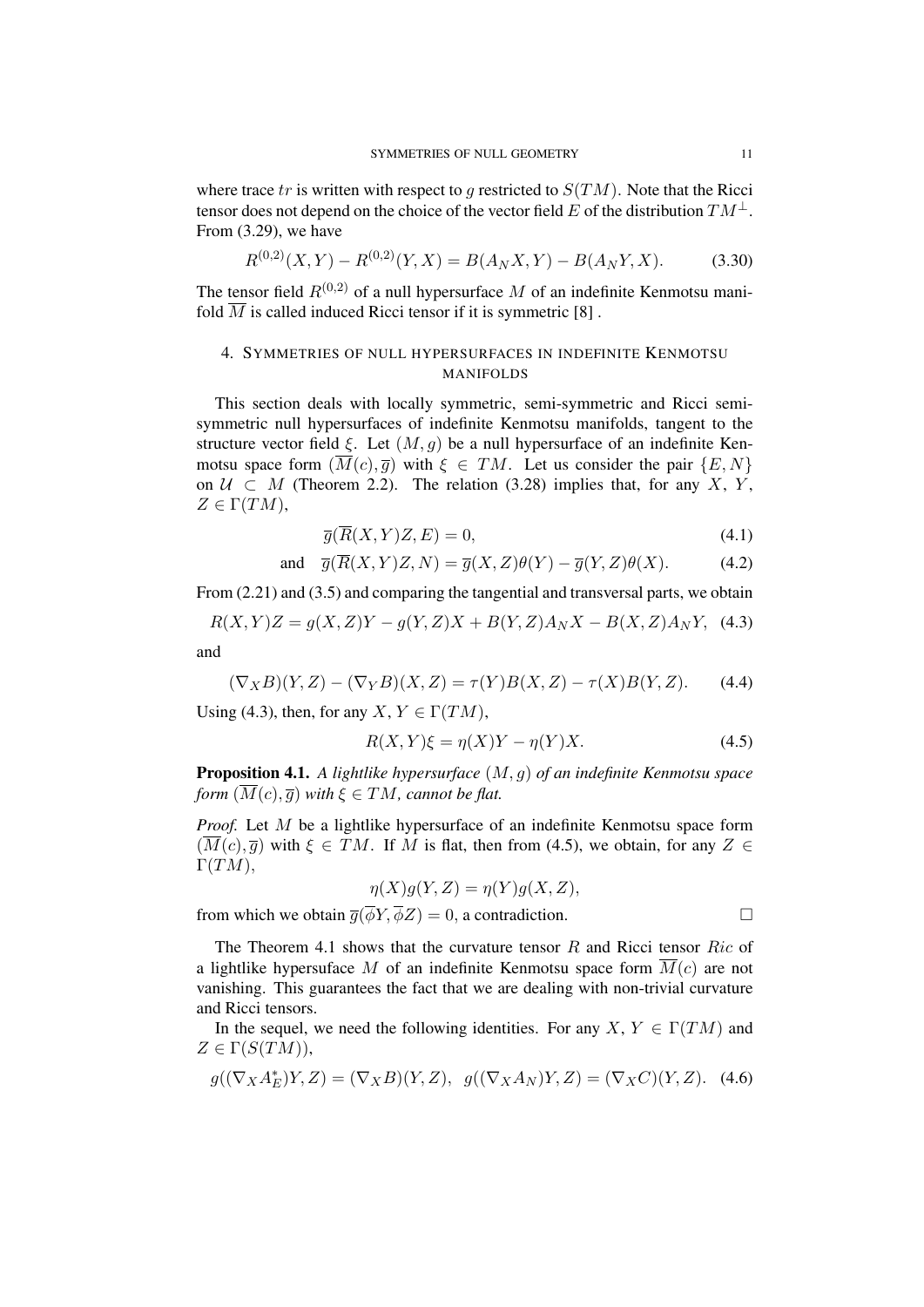where trace $tr$ is written with respect to $g$ restricted to $S(TM)$. Note that the Ricci tensor does not depend on the choice of the vector field $E$ of the distribution $TM^{\perp}$. From (3.29), we have

$$R^{(0,2)}(X,Y) - R^{(0,2)}(Y,X) = B(A_N X, Y) - B(A_N Y, X). \tag{3.30}$$

The tensor field $R^{(0,2)}$ of a null hypersurface $M$ of an indefinite Kenmotsu manifold $\overline{M}$ is called induced Ricci tensor if it is symmetric [8] .

## 4. Symmetries of null hypersurfaces in indefinite Kenmotsu manifolds

This section deals with locally symmetric, semi-symmetric and Ricci semi-symmetric null hypersurfaces of indefinite Kenmotsu manifolds, tangent to the structure vector field $\xi$. Let $(M, g)$ be a null hypersurface of an indefinite Kenmotsu space form $(\overline{M}(c), \overline{g})$ with $\xi \in TM$. Let us consider the pair $\{E, N\}$ on $\mathcal{U} \subset M$ (Theorem 2.2). The relation (3.28) implies that, for any $X$, $Y$, $Z \in \Gamma(TM)$,

$$\overline{g}(\overline{R}(X,Y)Z, E) = 0, \tag{4.1}$$

$$\text{and} \quad \overline{g}(\overline{R}(X,Y)Z, N) = \overline{g}(X,Z)\theta(Y) - \overline{g}(Y,Z)\theta(X). \tag{4.2}$$

From (2.21) and (3.5) and comparing the tangential and transversal parts, we obtain

$$R(X,Y)Z = g(X,Z)Y - g(Y,Z)X + B(Y,Z)A_N X - B(X,Z)A_N Y, \tag{4.3}$$

and

$$(\nabla_X B)(Y,Z) - (\nabla_Y B)(X,Z) = \tau(Y)B(X,Z) - \tau(X)B(Y,Z). \tag{4.4}$$

Using (4.3), then, for any $X$, $Y \in \Gamma(TM)$,

$$R(X,Y)\xi = \eta(X)Y - \eta(Y)X. \tag{4.5}$$

**Proposition 4.1.** *A lightlike hypersurface $(M, g)$ of an indefinite Kenmotsu space form $(\overline{M}(c), \overline{g})$ with $\xi \in TM$, cannot be flat.*

*Proof.* Let $M$ be a lightlike hypersurface of an indefinite Kenmotsu space form $(\overline{M}(c), \overline{g})$ with $\xi \in TM$. If $M$ is flat, then from (4.5), we obtain, for any $Z \in \Gamma(TM)$,

$$\eta(X)g(Y,Z) = \eta(Y)g(X,Z),$$

from which we obtain $\overline{g}(\overline{\phi}Y, \overline{\phi}Z) = 0$, a contradiction. □

The Theorem 4.1 shows that the curvature tensor $R$ and Ricci tensor $Ric$ of a lightlike hypersuface $M$ of an indefinite Kenmotsu space form $\overline{M}(c)$ are not vanishing. This guarantees the fact that we are dealing with non-trivial curvature and Ricci tensors.

In the sequel, we need the following identities. For any $X$, $Y \in \Gamma(TM)$ and $Z \in \Gamma(S(TM))$,

$$g((\nabla_X A_E^*)Y, Z) = (\nabla_X B)(Y,Z), \quad g((\nabla_X A_N)Y, Z) = (\nabla_X C)(Y,Z). \tag{4.6}$$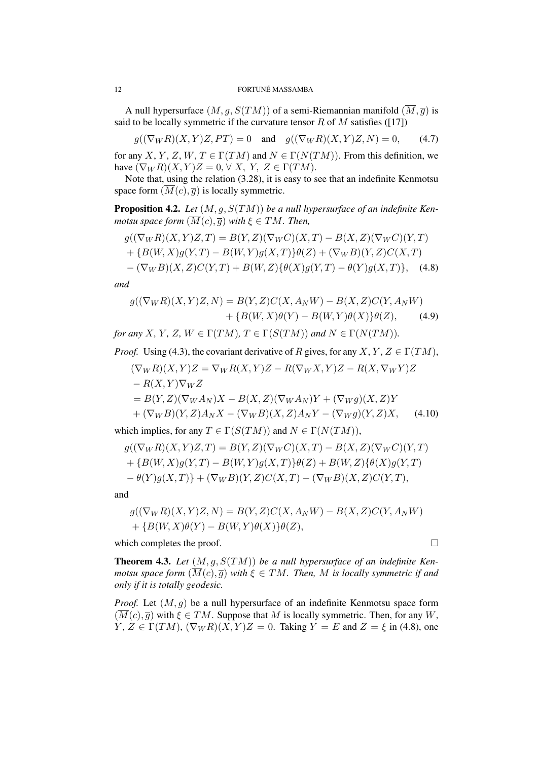A null hypersurface $(M, g, S(TM))$ of a semi-Riemannian manifold $(\overline{M}, \overline{g})$ is said to be locally symmetric if the curvature tensor $R$ of $M$ satisfies ([17])

$$g((\nabla_W R)(X,Y)Z, PT) = 0 \quad \text{and} \quad g((\nabla_W R)(X,Y)Z, N) = 0, \tag{4.7}$$

for any $X, Y, Z, W, T \in \Gamma(TM)$ and $N \in \Gamma(N(TM))$. From this definition, we have $(\nabla_W R)(X,Y)Z = 0, \forall\, X,\ Y,\ Z \in \Gamma(TM)$.

Note that, using the relation (3.28), it is easy to see that an indefinite Kenmotsu space form $(\overline{M}(c), \overline{g})$ is locally symmetric.

**Proposition 4.2.** *Let $(M, g, S(TM))$ be a null hypersurface of an indefinite Kenmotsu space form $(\overline{M}(c), \overline{g})$ with $\xi \in TM$. Then,*

$$\begin{aligned}
&g((\nabla_W R)(X,Y)Z, T) = B(Y,Z)(\nabla_W C)(X,T) - B(X,Z)(\nabla_W C)(Y,T)\\
&+ \{B(W,X)g(Y,T) - B(W,Y)g(X,T)\}\theta(Z) + (\nabla_W B)(Y,Z)C(X,T)\\
&- (\nabla_W B)(X,Z)C(Y,T) + B(W,Z)\{\theta(X)g(Y,T) - \theta(Y)g(X,T)\},
\end{aligned} \tag{4.8}$$

*and*

$$\begin{aligned}
g((\nabla_W R)(X,Y)Z, N) = {}& B(Y,Z)C(X, A_N W) - B(X,Z)C(Y, A_N W)\\
&+ \{B(W,X)\theta(Y) - B(W,Y)\theta(X)\}\theta(Z),
\end{aligned} \tag{4.9}$$

*for any $X, Y, Z, W \in \Gamma(TM)$, $T \in \Gamma(S(TM))$ and $N \in \Gamma(N(TM))$.*

*Proof.* Using (4.3), the covariant derivative of $R$ gives, for any $X, Y, Z \in \Gamma(TM)$,

$$\begin{aligned}
&(\nabla_W R)(X,Y)Z = \nabla_W R(X,Y)Z - R(\nabla_W X, Y)Z - R(X, \nabla_W Y)Z\\
&- R(X,Y)\nabla_W Z\\
&= B(Y,Z)(\nabla_W A_N)X - B(X,Z)(\nabla_W A_N)Y + (\nabla_W g)(X,Z)Y\\
&+ (\nabla_W B)(Y,Z)A_N X - (\nabla_W B)(X,Z)A_N Y - (\nabla_W g)(Y,Z)X,
\end{aligned} \tag{4.10}$$

which implies, for any $T \in \Gamma(S(TM))$ and $N \in \Gamma(N(TM))$,

$$\begin{aligned}
&g((\nabla_W R)(X,Y)Z, T) = B(Y,Z)(\nabla_W C)(X,T) - B(X,Z)(\nabla_W C)(Y,T)\\
&+ \{B(W,X)g(Y,T) - B(W,Y)g(X,T)\}\theta(Z) + B(W,Z)\{\theta(X)g(Y,T)\\
&- \theta(Y)g(X,T)\} + (\nabla_W B)(Y,Z)C(X,T) - (\nabla_W B)(X,Z)C(Y,T),
\end{aligned}$$

and

$$\begin{aligned}
&g((\nabla_W R)(X,Y)Z, N) = B(Y,Z)C(X, A_N W) - B(X,Z)C(Y, A_N W)\\
&+ \{B(W,X)\theta(Y) - B(W,Y)\theta(X)\}\theta(Z),
\end{aligned}$$

which completes the proof. $\square$

**Theorem 4.3.** *Let $(M, g, S(TM))$ be a null hypersurface of an indefinite Kenmotsu space form $(\overline{M}(c), \overline{g})$ with $\xi \in TM$. Then, $M$ is locally symmetric if and only if it is totally geodesic.*

*Proof.* Let $(M, g)$ be a null hypersurface of an indefinite Kenmotsu space form $(\overline{M}(c), \overline{g})$ with $\xi \in TM$. Suppose that $M$ is locally symmetric. Then, for any $W$, $Y$, $Z \in \Gamma(TM)$, $(\nabla_W R)(X,Y)Z = 0$. Taking $Y = E$ and $Z = \xi$ in (4.8), one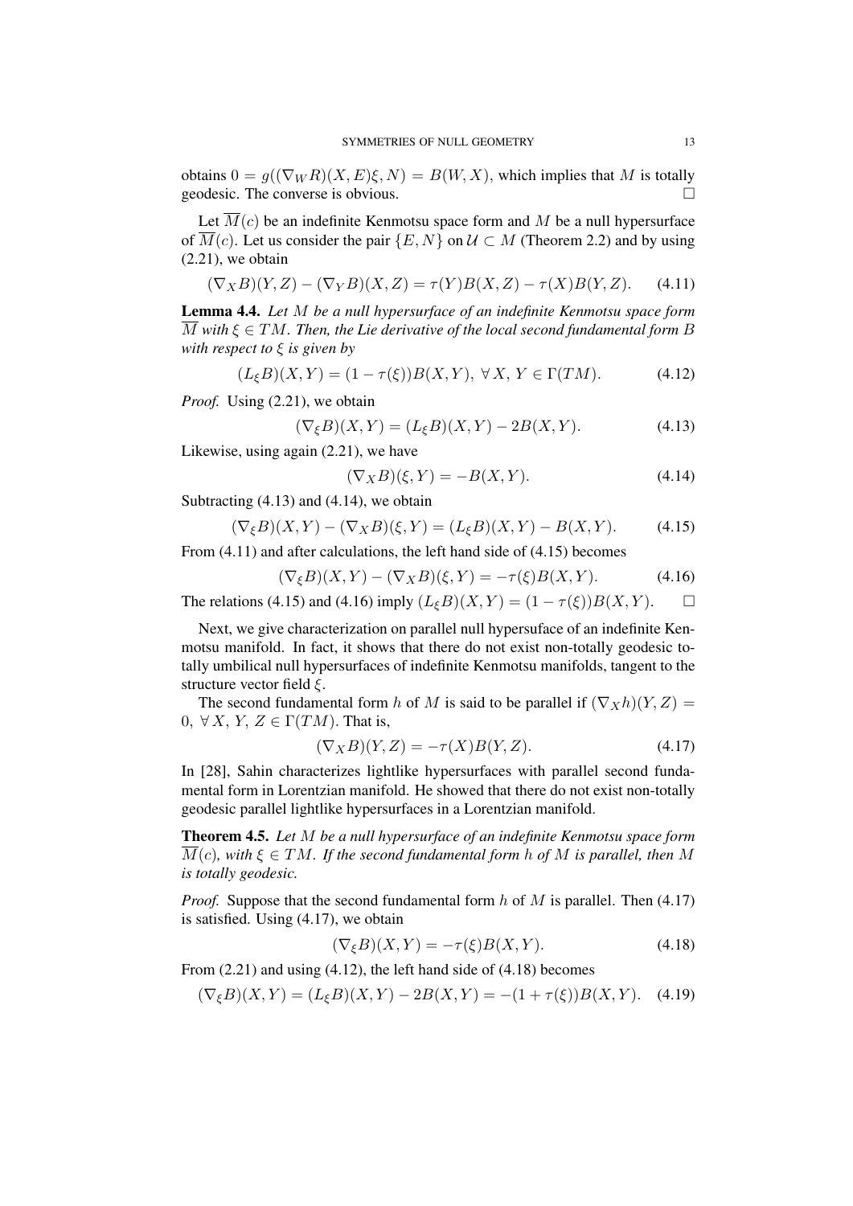obtains $0 = g((\nabla_W R)(X, E)\xi, N) = B(W, X)$, which implies that $M$ is totally geodesic. The converse is obvious. $\square$

Let $\overline{M}(c)$ be an indefinite Kenmotsu space form and $M$ be a null hypersurface of $\overline{M}(c)$. Let us consider the pair $\{E, N\}$ on $\mathcal{U} \subset M$ (Theorem 2.2) and by using (2.21), we obtain

$$(\nabla_X B)(Y, Z) - (\nabla_Y B)(X, Z) = \tau(Y)B(X, Z) - \tau(X)B(Y, Z). \tag{4.11}$$

**Lemma 4.4.** *Let $M$ be a null hypersurface of an indefinite Kenmotsu space form $\overline{M}$ with $\xi \in TM$. Then, the Lie derivative of the local second fundamental form $B$ with respect to $\xi$ is given by*

$$(L_\xi B)(X, Y) = (1 - \tau(\xi))B(X, Y), \ \forall\, X,\, Y \in \Gamma(TM). \tag{4.12}$$

*Proof.* Using (2.21), we obtain

$$(\nabla_\xi B)(X, Y) = (L_\xi B)(X, Y) - 2B(X, Y). \tag{4.13}$$

Likewise, using again (2.21), we have

$$(\nabla_X B)(\xi, Y) = -B(X, Y). \tag{4.14}$$

Subtracting (4.13) and (4.14), we obtain

$$(\nabla_\xi B)(X, Y) - (\nabla_X B)(\xi, Y) = (L_\xi B)(X, Y) - B(X, Y). \tag{4.15}$$

From (4.11) and after calculations, the left hand side of (4.15) becomes

$$(\nabla_\xi B)(X, Y) - (\nabla_X B)(\xi, Y) = -\tau(\xi)B(X, Y). \tag{4.16}$$

The relations (4.15) and (4.16) imply $(L_\xi B)(X, Y) = (1 - \tau(\xi))B(X, Y)$. $\square$

Next, we give characterization on parallel null hypersuface of an indefinite Kenmotsu manifold. In fact, it shows that there do not exist non-totally geodesic totally umbilical null hypersurfaces of indefinite Kenmotsu manifolds, tangent to the structure vector field $\xi$.

The second fundamental form $h$ of $M$ is said to be parallel if $(\nabla_X h)(Y, Z) = 0, \ \forall\, X,\, Y,\, Z \in \Gamma(TM)$. That is,

$$(\nabla_X B)(Y, Z) = -\tau(X)B(Y, Z). \tag{4.17}$$

In [28], Sahin characterizes lightlike hypersurfaces with parallel second fundamental form in Lorentzian manifold. He showed that there do not exist non-totally geodesic parallel lightlike hypersurfaces in a Lorentzian manifold.

**Theorem 4.5.** *Let $M$ be a null hypersurface of an indefinite Kenmotsu space form $\overline{M}(c)$, with $\xi \in TM$. If the second fundamental form $h$ of $M$ is parallel, then $M$ is totally geodesic.*

*Proof.* Suppose that the second fundamental form $h$ of $M$ is parallel. Then (4.17) is satisfied. Using (4.17), we obtain

$$(\nabla_\xi B)(X, Y) = -\tau(\xi)B(X, Y). \tag{4.18}$$

From (2.21) and using (4.12), the left hand side of (4.18) becomes

$$(\nabla_\xi B)(X, Y) = (L_\xi B)(X, Y) - 2B(X, Y) = -(1 + \tau(\xi))B(X, Y). \tag{4.19}$$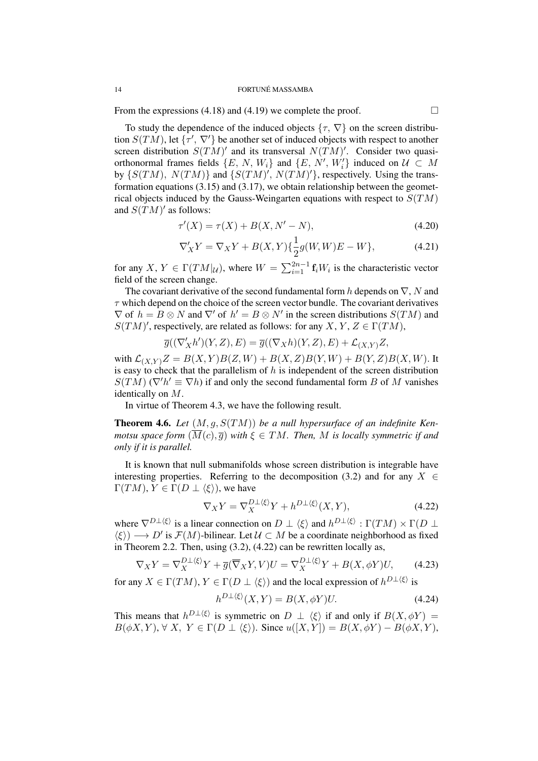From the expressions (4.18) and (4.19) we complete the proof. □

To study the dependence of the induced objects $\{\tau,\, \nabla\}$ on the screen distribution $S(TM)$, let $\{\tau',\, \nabla'\}$ be another set of induced objects with respect to another screen distribution $S(TM)'$ and its transversal $N(TM)'$. Consider two quasi-orthonormal frames fields $\{E,\, N,\, W_i\}$ and $\{E,\, N',\, W_i'\}$ induced on $\mathcal{U} \subset M$ by $\{S(TM),\, N(TM)\}$ and $\{S(TM)',\, N(TM)'\}$, respectively. Using the transformation equations (3.15) and (3.17), we obtain relationship between the geometrical objects induced by the Gauss-Weingarten equations with respect to $S(TM)$ and $S(TM)'$ as follows:

$$\tau'(X) = \tau(X) + B(X, N' - N), \tag{4.20}$$

$$\nabla'_X Y = \nabla_X Y + B(X,Y)\{\frac{1}{2}g(W,W)E - W\}, \tag{4.21}$$

for any $X,\, Y \in \Gamma(TM|_{\mathcal{U}})$, where $W = \sum_{i=1}^{2n-1} \mathbf{f}_i W_i$ is the characteristic vector field of the screen change.

The covariant derivative of the second fundamental form $h$ depends on $\nabla$, $N$ and $\tau$ which depend on the choice of the screen vector bundle. The covariant derivatives $\nabla$ of $h = B \otimes N$ and $\nabla'$ of $h' = B \otimes N'$ in the screen distributions $S(TM)$ and $S(TM)'$, respectively, are related as follows: for any $X,\, Y,\, Z \in \Gamma(TM)$,

$$\overline{g}((\nabla'_X h')(Y,Z), E) = \overline{g}((\nabla_X h)(Y,Z), E) + \mathcal{L}_{(X,Y)}Z,$$

with $\mathcal{L}_{(X,Y)}Z = B(X,Y)B(Z,W) + B(X,Z)B(Y,W) + B(Y,Z)B(X,W)$. It is easy to check that the parallelism of $h$ is independent of the screen distribution $S(TM)$ ($\nabla' h' \equiv \nabla h$) if and only the second fundamental form $B$ of $M$ vanishes identically on $M$.

In virtue of Theorem 4.3, we have the following result.

**Theorem 4.6.** *Let $(M, g, S(TM))$ be a null hypersurface of an indefinite Kenmotsu space form $(\overline{M}(c), \overline{g})$ with $\xi \in TM$. Then, $M$ is locally symmetric if and only if it is parallel.*

It is known that null submanifolds whose screen distribution is integrable have interesting properties. Referring to the decomposition (3.2) and for any $X \in \Gamma(TM)$, $Y \in \Gamma(D \perp \langle\xi\rangle)$, we have

$$\nabla_X Y = \nabla_X^{D\perp\langle\xi\rangle} Y + h^{D\perp\langle\xi\rangle}(X,Y), \tag{4.22}$$

where $\nabla^{D\perp\langle\xi\rangle}$ is a linear connection on $D \perp \langle\xi\rangle$ and $h^{D\perp\langle\xi\rangle} : \Gamma(TM) \times \Gamma(D \perp \langle\xi\rangle) \longrightarrow D'$ is $\mathcal{F}(M)$-bilinear. Let $\mathcal{U} \subset M$ be a coordinate neighborhood as fixed in Theorem 2.2. Then, using (3.2), (4.22) can be rewritten locally as,

$$\nabla_X Y = \nabla_X^{D\perp\langle\xi\rangle} Y + \overline{g}(\overline{\nabla}_X Y, V)U = \nabla_X^{D\perp\langle\xi\rangle} Y + B(X, \phi Y)U, \tag{4.23}$$

for any $X \in \Gamma(TM)$, $Y \in \Gamma(D \perp \langle\xi\rangle)$ and the local expression of $h^{D\perp\langle\xi\rangle}$ is

$$h^{D\perp\langle\xi\rangle}(X,Y) = B(X, \phi Y)U. \tag{4.24}$$

This means that $h^{D\perp\langle\xi\rangle}$ is symmetric on $D \perp \langle\xi\rangle$ if and only if $B(X, \phi Y) = B(\phi X, Y)$, $\forall\, X,\, Y \in \Gamma(D \perp \langle\xi\rangle)$. Since $u([X,Y]) = B(X, \phi Y) - B(\phi X, Y)$,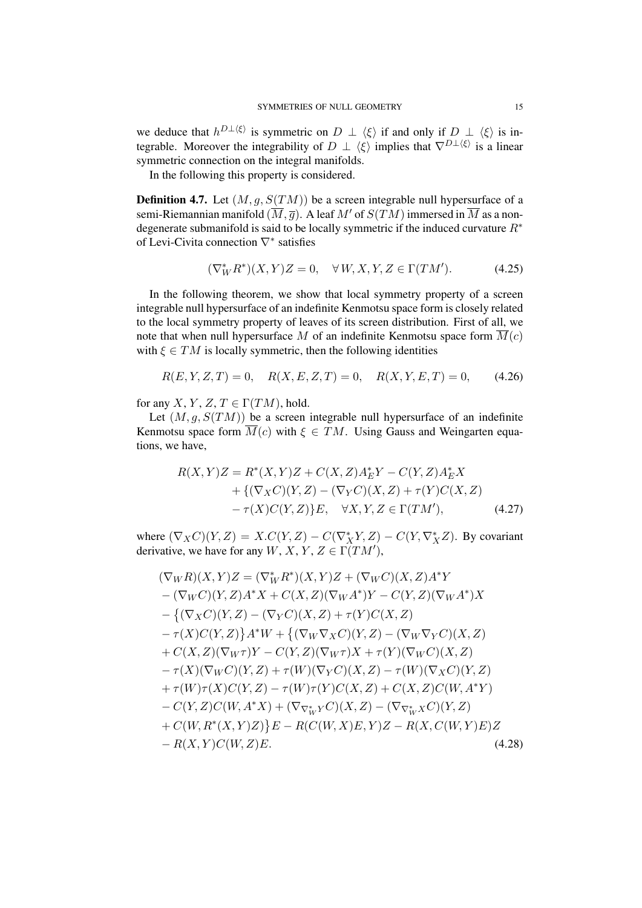we deduce that $h^{D\perp\langle\xi\rangle}$ is symmetric on $D \perp \langle\xi\rangle$ if and only if $D \perp \langle\xi\rangle$ is integrable. Moreover the integrability of $D \perp \langle\xi\rangle$ implies that $\nabla^{D\perp\langle\xi\rangle}$ is a linear symmetric connection on the integral manifolds.

In the following this property is considered.

**Definition 4.7.** Let $(M, g, S(TM))$ be a screen integrable null hypersurface of a semi-Riemannian manifold $(\overline{M}, \overline{g})$. A leaf $M'$ of $S(TM)$ immersed in $\overline{M}$ as a non-degenerate submanifold is said to be locally symmetric if the induced curvature $R^*$ of Levi-Civita connection $\nabla^*$ satisfies

$$(\nabla^*_W R^*)(X, Y)Z = 0, \quad \forall W, X, Y, Z \in \Gamma(TM'). \tag{4.25}$$

In the following theorem, we show that local symmetry property of a screen integrable null hypersurface of an indefinite Kenmotsu space form is closely related to the local symmetry property of leaves of its screen distribution. First of all, we note that when null hypersurface $M$ of an indefinite Kenmotsu space form $\overline{M}(c)$ with $\xi \in TM$ is locally symmetric, then the following identities

$$R(E, Y, Z, T) = 0, \quad R(X, E, Z, T) = 0, \quad R(X, Y, E, T) = 0, \tag{4.26}$$

for any $X$, $Y$, $Z$, $T \in \Gamma(TM)$, hold.

Let $(M, g, S(TM))$ be a screen integrable null hypersurface of an indefinite Kenmotsu space form $\overline{M}(c)$ with $\xi \in TM$. Using Gauss and Weingarten equations, we have,

$$\begin{aligned}
R(X, Y)Z &= R^*(X, Y)Z + C(X, Z)A^*_E Y - C(Y, Z)A^*_E X \\
&\quad + \{(\nabla_X C)(Y, Z) - (\nabla_Y C)(X, Z) + \tau(Y)C(X, Z) \\
&\quad - \tau(X)C(Y, Z)\}E, \quad \forall X, Y, Z \in \Gamma(TM'),
\end{aligned} \tag{4.27}$$

where $(\nabla_X C)(Y, Z) = X.C(Y, Z) - C(\nabla^*_X Y, Z) - C(Y, \nabla^*_X Z)$. By covariant derivative, we have for any $W$, $X$, $Y$, $Z \in \Gamma(TM')$,

$$\begin{aligned}
&(\nabla_W R)(X, Y)Z = (\nabla^*_W R^*)(X, Y)Z + (\nabla_W C)(X, Z)A^* Y \\
&- (\nabla_W C)(Y, Z)A^* X + C(X, Z)(\nabla_W A^*)Y - C(Y, Z)(\nabla_W A^*)X \\
&- \big\{(\nabla_X C)(Y, Z) - (\nabla_Y C)(X, Z) + \tau(Y)C(X, Z) \\
&- \tau(X)C(Y, Z)\big\}A^* W + \big\{(\nabla_W \nabla_X C)(Y, Z) - (\nabla_W \nabla_Y C)(X, Z) \\
&+ C(X, Z)(\nabla_W \tau)Y - C(Y, Z)(\nabla_W \tau)X + \tau(Y)(\nabla_W C)(X, Z) \\
&- \tau(X)(\nabla_W C)(Y, Z) + \tau(W)(\nabla_Y C)(X, Z) - \tau(W)(\nabla_X C)(Y, Z) \\
&+ \tau(W)\tau(X)C(Y, Z) - \tau(W)\tau(Y)C(X, Z) + C(X, Z)C(W, A^* Y) \\
&- C(Y, Z)C(W, A^* X) + (\nabla_{\nabla^*_W Y} C)(X, Z) - (\nabla_{\nabla^*_W X} C)(Y, Z) \\
&+ C(W, R^*(X, Y)Z)\big\}E - R(C(W, X)E, Y)Z - R(X, C(W, Y)E)Z \\
&- R(X, Y)C(W, Z)E.
\end{aligned} \tag{4.28}$$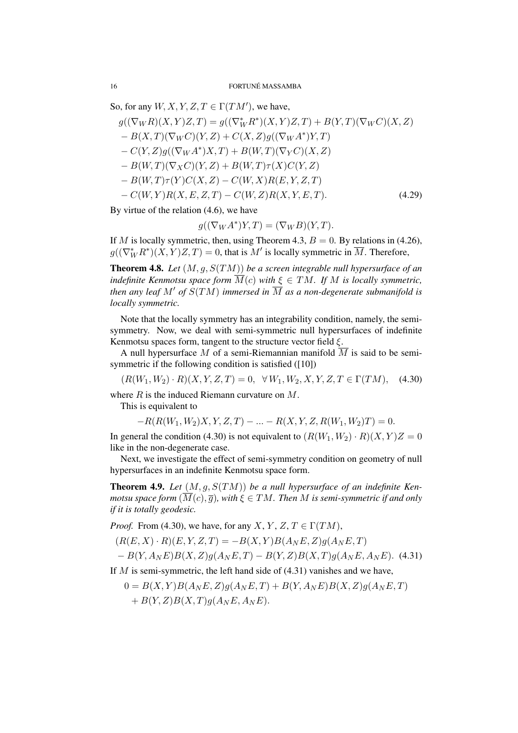So, for any $W, X, Y, Z, T \in \Gamma(TM')$, we have,

$$
\begin{aligned}
& g((\nabla_W R)(X,Y)Z,T) = g((\nabla^*_W R^*)(X,Y)Z,T) + B(Y,T)(\nabla_W C)(X,Z) \\
& - B(X,T)(\nabla_W C)(Y,Z) + C(X,Z)g((\nabla_W A^*)Y,T) \\
& - C(Y,Z)g((\nabla_W A^*)X,T) + B(W,T)(\nabla_Y C)(X,Z) \\
& - B(W,T)(\nabla_X C)(Y,Z) + B(W,T)\tau(X)C(Y,Z) \\
& - B(W,T)\tau(Y)C(X,Z) - C(W,X)R(E,Y,Z,T) \\
& - C(W,Y)R(X,E,Z,T) - C(W,Z)R(X,Y,E,T). \qquad (4.29)
\end{aligned}
$$

By virtue of the relation (4.6), we have

$$
g((\nabla_W A^*)Y,T) = (\nabla_W B)(Y,T).
$$

If $M$ is locally symmetric, then, using Theorem 4.3, $B = 0$. By relations in (4.26), $g((\nabla^*_W R^*)(X,Y)Z,T) = 0$, that is $M'$ is locally symmetric in $\overline{M}$. Therefore,

**Theorem 4.8.** *Let $(M, g, S(TM))$ be a screen integrable null hypersurface of an indefinite Kenmotsu space form $\overline{M}(c)$ with $\xi \in TM$. If $M$ is locally symmetric, then any leaf $M'$ of $S(TM)$ immersed in $\overline{M}$ as a non-degenerate submanifold is locally symmetric.*

Note that the locally symmetry has an integrability condition, namely, the semi-symmetry. Now, we deal with semi-symmetric null hypersurfaces of indefinite Kenmotsu spaces form, tangent to the structure vector field $\xi$.

A null hypersurface $M$ of a semi-Riemannian manifold $\overline{M}$ is said to be semi-symmetric if the following condition is satisfied ([10])

$$
(R(W_1, W_2) \cdot R)(X, Y, Z, T) = 0, \quad \forall\, W_1, W_2, X, Y, Z, T \in \Gamma(TM), \qquad (4.30)
$$

where $R$ is the induced Riemann curvature on $M$.

This is equivalent to

$$
-R(R(W_1, W_2)X, Y, Z, T) - \dots - R(X, Y, Z, R(W_1, W_2)T) = 0.
$$

In general the condition (4.30) is not equivalent to $(R(W_1, W_2) \cdot R)(X, Y)Z = 0$ like in the non-degenerate case.

Next, we investigate the effect of semi-symmetry condition on geometry of null hypersurfaces in an indefinite Kenmotsu space form.

**Theorem 4.9.** *Let $(M, g, S(TM))$ be a null hypersurface of an indefinite Kenmotsu space form $(\overline{M}(c), \overline{g})$, with $\xi \in TM$. Then $M$ is semi-symmetric if and only if it is totally geodesic.*

*Proof.* From (4.30), we have, for any $X$, $Y$, $Z$, $T \in \Gamma(TM)$,

$$
\begin{aligned}
& (R(E,X) \cdot R)(E,Y,Z,T) = -B(X,Y)B(A_N E, Z)g(A_N E, T) \\
& - B(Y, A_N E)B(X,Z)g(A_N E, T) - B(Y,Z)B(X,T)g(A_N E, A_N E). \qquad (4.31)
\end{aligned}
$$

If $M$ is semi-symmetric, the left hand side of (4.31) vanishes and we have,

$$
\begin{aligned}
0 = {} & B(X,Y)B(A_N E, Z)g(A_N E, T) + B(Y, A_N E)B(X,Z)g(A_N E, T) \\
& + B(Y,Z)B(X,T)g(A_N E, A_N E).
\end{aligned}
$$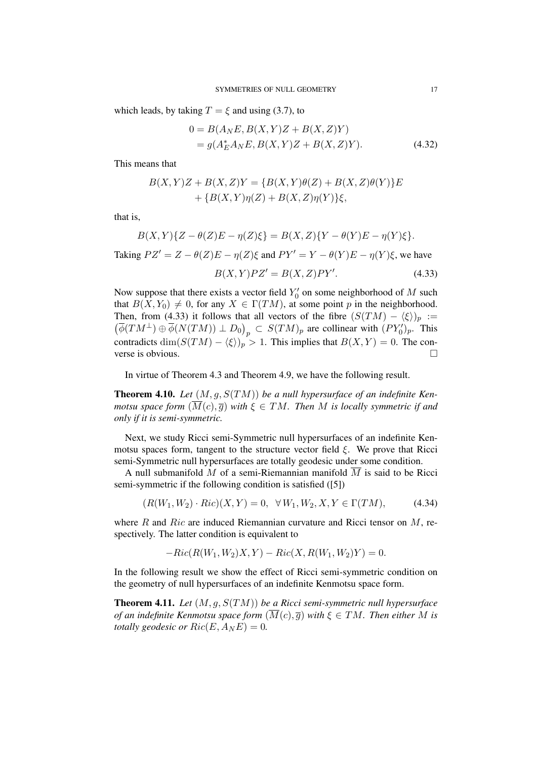which leads, by taking $T = \xi$ and using (3.7), to

$$
\begin{aligned}
0 &= B(A_N E, B(X,Y)Z + B(X,Z)Y) \\
&= g(A_E^* A_N E, B(X,Y)Z + B(X,Z)Y).
\end{aligned} \tag{4.32}
$$

This means that

$$
\begin{aligned}
B(X,Y)Z + B(X,Z)Y = \{B(X,Y)\theta(Z) + B(X,Z)\theta(Y)\}E \\
+ \{B(X,Y)\eta(Z) + B(X,Z)\eta(Y)\}\xi,
\end{aligned}
$$

that is,

$$
B(X,Y)\{Z - \theta(Z)E - \eta(Z)\xi\} = B(X,Z)\{Y - \theta(Y)E - \eta(Y)\xi\}.
$$

Taking $PZ' = Z - \theta(Z)E - \eta(Z)\xi$ and $PY' = Y - \theta(Y)E - \eta(Y)\xi$, we have

$$
B(X,Y)PZ' = B(X,Z)PY'. \tag{4.33}
$$

Now suppose that there exists a vector field $Y_0'$ on some neighborhood of $M$ such that $B(X, Y_0) \neq 0$, for any $X \in \Gamma(TM)$, at some point $p$ in the neighborhood. Then, from (4.33) it follows that all vectors of the fibre $(S(TM) - \langle \xi \rangle)_p := \left(\overline{\phi}(TM^\perp) \oplus \overline{\phi}(N(TM)) \perp D_0\right)_p \subset S(TM)_p$ are collinear with $(PY_0')_p$. This contradicts $\dim(S(TM) - \langle \xi \rangle)_p > 1$. This implies that $B(X,Y) = 0$. The converse is obvious. □

In virtue of Theorem 4.3 and Theorem 4.9, we have the following result.

**Theorem 4.10.** *Let $(M, g, S(TM))$ be a null hypersurface of an indefinite Kenmotsu space form $(\overline{M}(c), \overline{g})$ with $\xi \in TM$. Then $M$ is locally symmetric if and only if it is semi-symmetric.*

Next, we study Ricci semi-Symmetric null hypersurfaces of an indefinite Kenmotsu spaces form, tangent to the structure vector field $\xi$. We prove that Ricci semi-Symmetric null hypersurfaces are totally geodesic under some condition.

A null submanifold $M$ of a semi-Riemannian manifold $\overline{M}$ is said to be Ricci semi-symmetric if the following condition is satisfied ([5])

$$
(R(W_1, W_2) \cdot Ric)(X, Y) = 0, \ \ \forall\, W_1, W_2, X, Y \in \Gamma(TM), \tag{4.34}
$$

where $R$ and $Ric$ are induced Riemannian curvature and Ricci tensor on $M$, respectively. The latter condition is equivalent to

$$
-Ric(R(W_1, W_2)X, Y) - Ric(X, R(W_1, W_2)Y) = 0.
$$

In the following result we show the effect of Ricci semi-symmetric condition on the geometry of null hypersurfaces of an indefinite Kenmotsu space form.

**Theorem 4.11.** *Let $(M, g, S(TM))$ be a Ricci semi-symmetric null hypersurface of an indefinite Kenmotsu space form $(\overline{M}(c), \overline{g})$ with $\xi \in TM$. Then either $M$ is totally geodesic or $Ric(E, A_N E) = 0$.*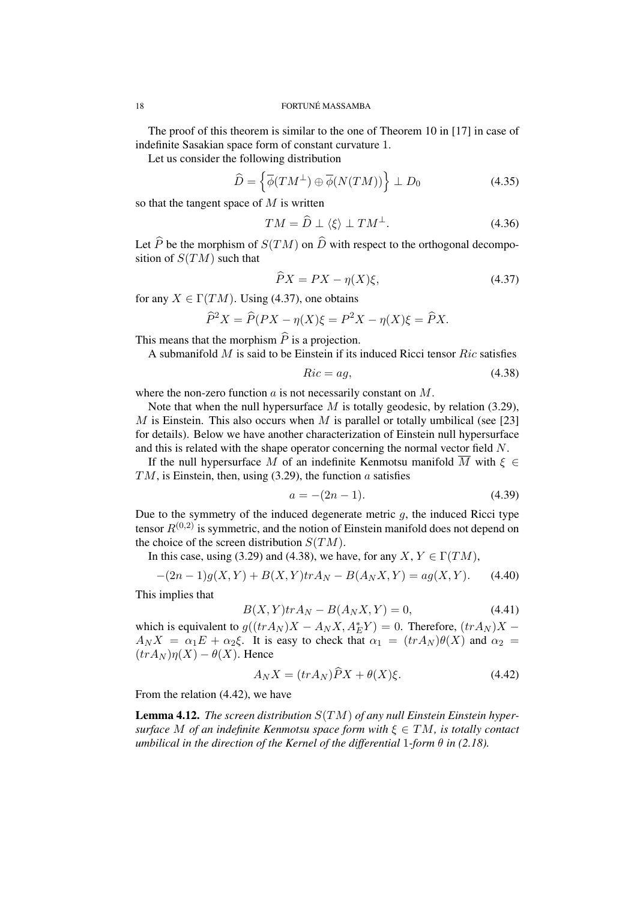The proof of this theorem is similar to the one of Theorem 10 in [17] in case of indefinite Sasakian space form of constant curvature 1.

Let us consider the following distribution

$$\widehat{D} = \left\{ \overline{\phi}(TM^{\perp}) \oplus \overline{\phi}(N(TM)) \right\} \perp D_0 \tag{4.35}$$

so that the tangent space of $M$ is written

$$TM = \widehat{D} \perp \langle \xi \rangle \perp TM^{\perp}. \tag{4.36}$$

Let $\widehat{P}$ be the morphism of $S(TM)$ on $\widehat{D}$ with respect to the orthogonal decomposition of $S(TM)$ such that

$$\widehat{P}X = PX - \eta(X)\xi, \tag{4.37}$$

for any $X \in \Gamma(TM)$. Using (4.37), one obtains

$$\widehat{P}^2 X = \widehat{P}(PX - \eta(X)\xi = P^2 X - \eta(X)\xi = \widehat{P}X.$$

This means that the morphism $\widehat{P}$ is a projection.

A submanifold $M$ is said to be Einstein if its induced Ricci tensor $Ric$ satisfies

$$Ric = ag, \tag{4.38}$$

where the non-zero function $a$ is not necessarily constant on $M$.

Note that when the null hypersurface $M$ is totally geodesic, by relation (3.29), $M$ is Einstein. This also occurs when $M$ is parallel or totally umbilical (see [23] for details). Below we have another characterization of Einstein null hypersurface and this is related with the shape operator concerning the normal vector field $N$.

If the null hypersurface $M$ of an indefinite Kenmotsu manifold $\overline{M}$ with $\xi \in TM$, is Einstein, then, using (3.29), the function $a$ satisfies

$$a = -(2n-1). \tag{4.39}$$

Due to the symmetry of the induced degenerate metric $g$, the induced Ricci type tensor $R^{(0,2)}$ is symmetric, and the notion of Einstein manifold does not depend on the choice of the screen distribution $S(TM)$.

In this case, using (3.29) and (4.38), we have, for any $X, Y \in \Gamma(TM)$,

$$-(2n-1)g(X,Y) + B(X,Y)trA_N - B(A_N X, Y) = ag(X,Y). \tag{4.40}$$

This implies that

$$B(X,Y)trA_N - B(A_N X, Y) = 0, \tag{4.41}$$

which is equivalent to $g((trA_N)X - A_N X, A^*_E Y) = 0$. Therefore, $(trA_N)X - A_N X = \alpha_1 E + \alpha_2 \xi$. It is easy to check that $\alpha_1 = (trA_N)\theta(X)$ and $\alpha_2 = (trA_N)\eta(X) - \theta(X)$. Hence

$$A_N X = (trA_N)\widehat{P}X + \theta(X)\xi. \tag{4.42}$$

From the relation (4.42), we have

**Lemma 4.12.** *The screen distribution $S(TM)$ of any null Einstein Einstein hypersurface $M$ of an indefinite Kenmotsu space form with $\xi \in TM$, is totally contact umbilical in the direction of the Kernel of the differential 1-form $\theta$ in (2.18).*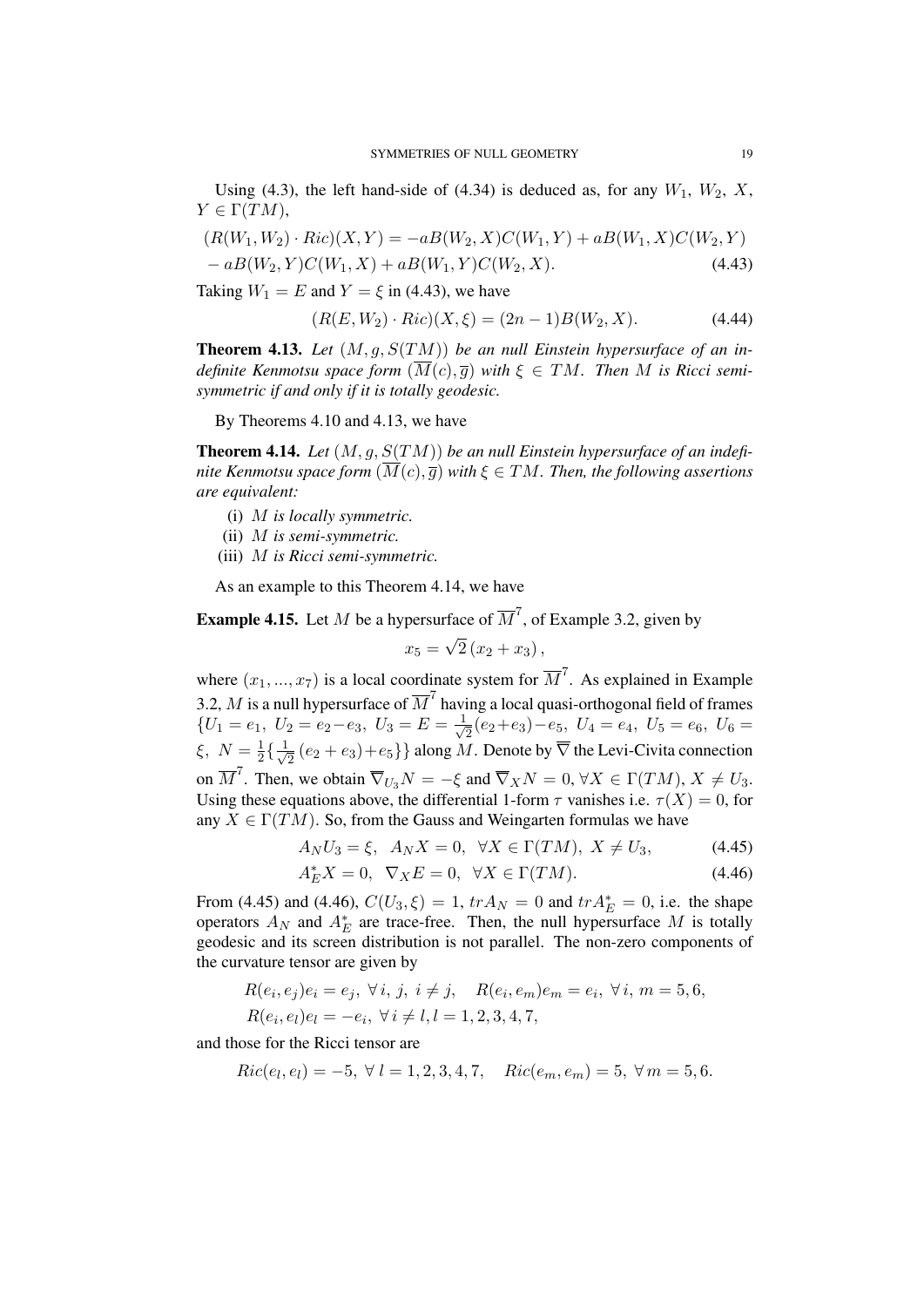Using (4.3), the left hand-side of (4.34) is deduced as, for any $W_1$, $W_2$, $X$, $Y \in \Gamma(TM)$,

$$
\begin{aligned}
(R(W_1, W_2) \cdot Ric)(X, Y) &= -aB(W_2, X)C(W_1, Y) + aB(W_1, X)C(W_2, Y) \\
&- aB(W_2, Y)C(W_1, X) + aB(W_1, Y)C(W_2, X). \qquad (4.43)
\end{aligned}
$$

Taking $W_1 = E$ and $Y = \xi$ in (4.43), we have

$$
(R(E, W_2) \cdot Ric)(X, \xi) = (2n-1)B(W_2, X). \qquad (4.44)
$$

**Theorem 4.13.** *Let $(M, g, S(TM))$ be an null Einstein hypersurface of an indefinite Kenmotsu space form $(\overline{M}(c), \overline{g})$ with $\xi \in TM$. Then $M$ is Ricci semi-symmetric if and only if it is totally geodesic.*

By Theorems 4.10 and 4.13, we have

**Theorem 4.14.** *Let $(M, g, S(TM))$ be an null Einstein hypersurface of an indefinite Kenmotsu space form $(\overline{M}(c), \overline{g})$ with $\xi \in TM$. Then, the following assertions are equivalent:*

(i) *$M$ is locally symmetric.*
(ii) *$M$ is semi-symmetric.*
(iii) *$M$ is Ricci semi-symmetric.*

As an example to this Theorem 4.14, we have

**Example 4.15.** Let $M$ be a hypersurface of $\overline{M}^7$, of Example 3.2, given by

$$
x_5 = \sqrt{2}\,(x_2 + x_3)\,,
$$

where $(x_1, ..., x_7)$ is a local coordinate system for $\overline{M}^7$. As explained in Example 3.2, $M$ is a null hypersurface of $\overline{M}^7$ having a local quasi-orthogonal field of frames $\{U_1 = e_1,\ U_2 = e_2 - e_3,\ U_3 = E = \frac{1}{\sqrt{2}}(e_2 + e_3) - e_5,\ U_4 = e_4,\ U_5 = e_6,\ U_6 = \xi,\ N = \frac{1}{2}\{\frac{1}{\sqrt{2}}\,(e_2 + e_3) + e_5\}\}$ along $M$. Denote by $\overline{\nabla}$ the Levi-Civita connection on $\overline{M}^7$. Then, we obtain $\overline{\nabla}_{U_3} N = -\xi$ and $\overline{\nabla}_X N = 0, \forall X \in \Gamma(TM),\ X \neq U_3$. Using these equations above, the differential 1-form $\tau$ vanishes i.e. $\tau(X) = 0$, for any $X \in \Gamma(TM)$. So, from the Gauss and Weingarten formulas we have

$$
A_N U_3 = \xi, \quad A_N X = 0, \quad \forall X \in \Gamma(TM),\ X \neq U_3, \qquad (4.45)
$$

$$
A^*_E X = 0, \quad \nabla_X E = 0, \quad \forall X \in \Gamma(TM). \qquad (4.46)
$$

From (4.45) and (4.46), $C(U_3, \xi) = 1$, $tr A_N = 0$ and $tr A^*_E = 0$, i.e. the shape operators $A_N$ and $A^*_E$ are trace-free. Then, the null hypersurface $M$ is totally geodesic and its screen distribution is not parallel. The non-zero components of the curvature tensor are given by

$$
R(e_i, e_j)e_i = e_j,\ \forall\, i,\ j,\ i \neq j, \quad R(e_i, e_m)e_m = e_i,\ \forall\, i,\ m = 5, 6,
$$

$$
R(e_i, e_l)e_l = -e_i,\ \forall\, i \neq l, l = 1, 2, 3, 4, 7,
$$

and those for the Ricci tensor are

$$
Ric(e_l, e_l) = -5,\ \forall\ l = 1, 2, 3, 4, 7, \quad Ric(e_m, e_m) = 5,\ \forall\, m = 5, 6.
$$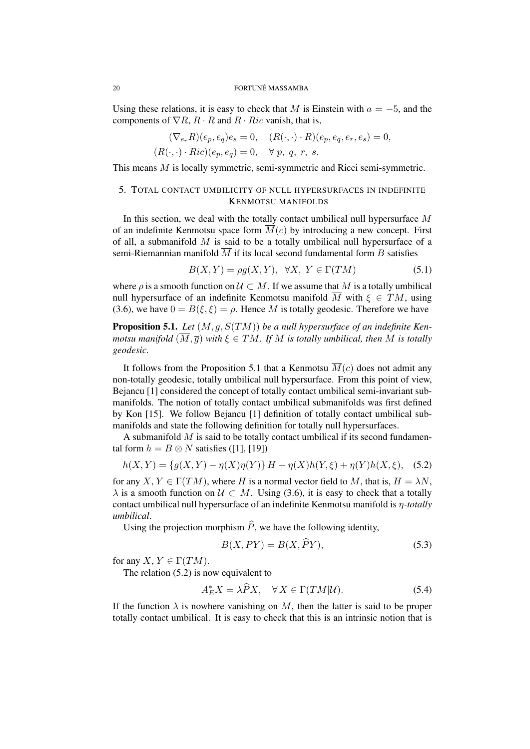Using these relations, it is easy to check that $M$ is Einstein with $a = -5$, and the components of $\nabla R$, $R \cdot R$ and $R \cdot Ric$ vanish, that is,

$$(\nabla_{e_r} R)(e_p, e_q)e_s = 0, \quad (R(\cdot,\cdot) \cdot R)(e_p, e_q, e_r, e_s) = 0,$$
$$(R(\cdot,\cdot) \cdot Ric)(e_p, e_q) = 0, \quad \forall\, p,\ q,\ r,\ s.$$

This means $M$ is locally symmetric, semi-symmetric and Ricci semi-symmetric.

## 5. Total contact umbilicity of null hypersurfaces in indefinite Kenmotsu manifolds

In this section, we deal with the totally contact umbilical null hypersurface $M$ of an indefinite Kenmotsu space form $\overline{M}(c)$ by introducing a new concept. First of all, a submanifold $M$ is said to be a totally umbilical null hypersurface of a semi-Riemannian manifold $\overline{M}$ if its local second fundamental form $B$ satisfies

$$B(X,Y) = \rho g(X,Y), \ \ \forall X,\ Y \in \Gamma(TM) \tag{5.1}$$

where $\rho$ is a smooth function on $\mathcal{U} \subset M$. If we assume that $M$ is a totally umbilical null hypersurface of an indefinite Kenmotsu manifold $\overline{M}$ with $\xi \in TM$, using (3.6), we have $0 = B(\xi,\xi) = \rho$. Hence $M$ is totally geodesic. Therefore we have

**Proposition 5.1.** *Let $(M, g, S(TM))$ be a null hypersurface of an indefinite Kenmotsu manifold $(\overline{M}, \overline{g})$ with $\xi \in TM$. If $M$ is totally umbilical, then $M$ is totally geodesic.*

It follows from the Proposition 5.1 that a Kenmotsu $\overline{M}(c)$ does not admit any non-totally geodesic, totally umbilical null hypersurface. From this point of view, Bejancu [1] considered the concept of totally contact umbilical semi-invariant submanifolds. The notion of totally contact umbilical submanifolds was first defined by Kon [15]. We follow Bejancu [1] definition of totally contact umbilical submanifolds and state the following definition for totally null hypersurfaces.

A submanifold $M$ is said to be totally contact umbilical if its second fundamental form $h = B \otimes N$ satisfies ([1], [19])

$$h(X,Y) = \{g(X,Y) - \eta(X)\eta(Y)\}\, H + \eta(X)h(Y,\xi) + \eta(Y)h(X,\xi), \tag{5.2}$$

for any $X, Y \in \Gamma(TM)$, where $H$ is a normal vector field to $M$, that is, $H = \lambda N$, $\lambda$ is a smooth function on $\mathcal{U} \subset M$. Using (3.6), it is easy to check that a totally contact umbilical null hypersurface of an indefinite Kenmotsu manifold is *$\eta$-totally umbilical*.

Using the projection morphism $\widehat{P}$, we have the following identity,

$$B(X, PY) = B(X, \widehat{P}Y), \tag{5.3}$$

for any $X, Y \in \Gamma(TM)$.

The relation (5.2) is now equivalent to

$$A^*_E X = \lambda \widehat{P} X, \quad \forall\, X \in \Gamma(TM|\mathcal{U}). \tag{5.4}$$

If the function $\lambda$ is nowhere vanishing on $M$, then the latter is said to be proper totally contact umbilical. It is easy to check that this is an intrinsic notion that is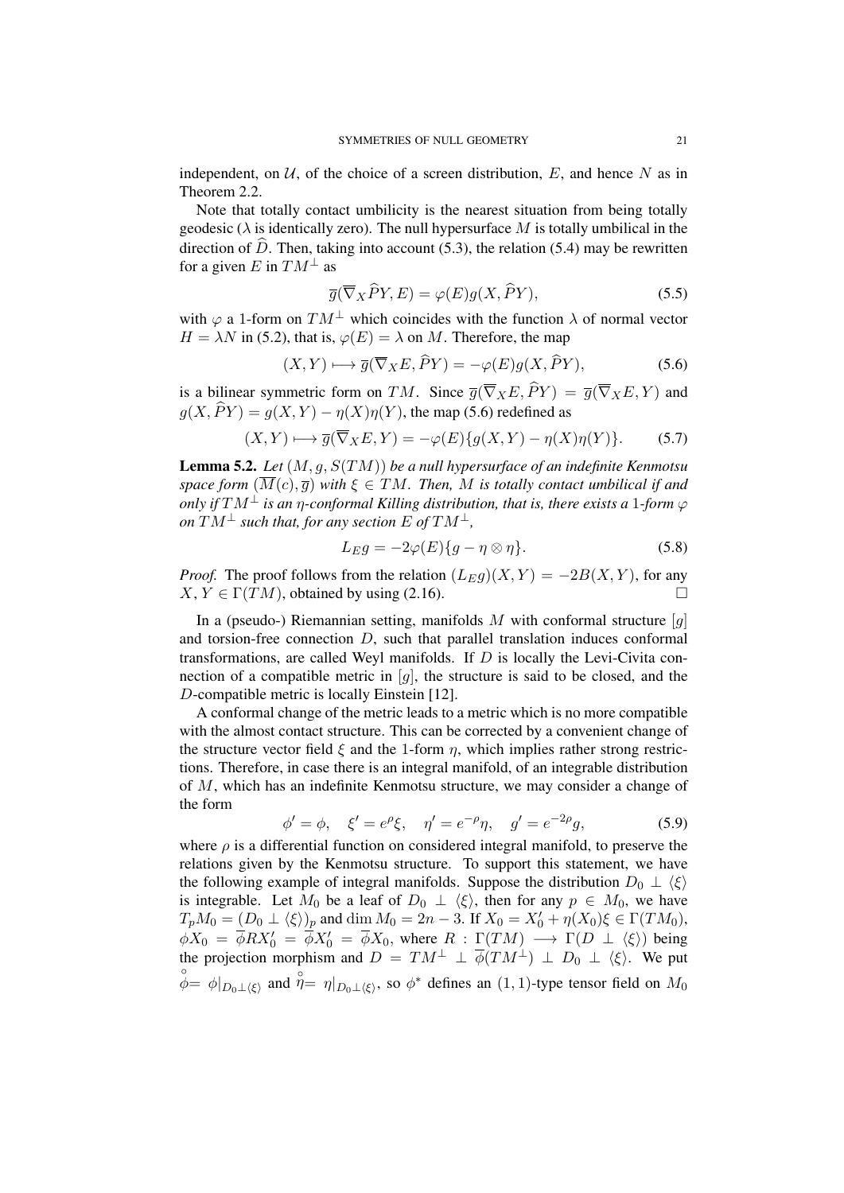independent, on $\mathcal{U}$, of the choice of a screen distribution, $E$, and hence $N$ as in Theorem 2.2.

Note that totally contact umbilicity is the nearest situation from being totally geodesic ($\lambda$ is identically zero). The null hypersurface $M$ is totally umbilical in the direction of $\widehat{D}$. Then, taking into account (5.3), the relation (5.4) may be rewritten for a given $E$ in $TM^{\perp}$ as

$$\overline{g}(\overline{\nabla}_X \widehat{P}Y, E) = \varphi(E) g(X, \widehat{P}Y), \tag{5.5}$$

with $\varphi$ a 1-form on $TM^{\perp}$ which coincides with the function $\lambda$ of normal vector $H = \lambda N$ in (5.2), that is, $\varphi(E) = \lambda$ on $M$. Therefore, the map

$$(X, Y) \longmapsto \overline{g}(\overline{\nabla}_X E, \widehat{P}Y) = -\varphi(E) g(X, \widehat{P}Y), \tag{5.6}$$

is a bilinear symmetric form on $TM$. Since $\overline{g}(\overline{\nabla}_X E, \widehat{P}Y) = \overline{g}(\overline{\nabla}_X E, Y)$ and $g(X, \widehat{P}Y) = g(X, Y) - \eta(X)\eta(Y)$, the map (5.6) redefined as

$$(X, Y) \longmapsto \overline{g}(\overline{\nabla}_X E, Y) = -\varphi(E)\{g(X, Y) - \eta(X)\eta(Y)\}. \tag{5.7}$$

**Lemma 5.2.** *Let $(M, g, S(TM))$ be a null hypersurface of an indefinite Kenmotsu space form $(\overline{M}(c), \overline{g})$ with $\xi \in TM$. Then, $M$ is totally contact umbilical if and only if $TM^{\perp}$ is an $\eta$-conformal Killing distribution, that is, there exists a 1-form $\varphi$ on $TM^{\perp}$ such that, for any section $E$ of $TM^{\perp}$,*

$$L_E g = -2\varphi(E)\{g - \eta \otimes \eta\}. \tag{5.8}$$

*Proof.* The proof follows from the relation $(L_E g)(X, Y) = -2B(X, Y)$, for any $X, Y \in \Gamma(TM)$, obtained by using (2.16). □

In a (pseudo-) Riemannian setting, manifolds $M$ with conformal structure $[g]$ and torsion-free connection $D$, such that parallel translation induces conformal transformations, are called Weyl manifolds. If $D$ is locally the Levi-Civita connection of a compatible metric in $[g]$, the structure is said to be closed, and the $D$-compatible metric is locally Einstein [12].

A conformal change of the metric leads to a metric which is no more compatible with the almost contact structure. This can be corrected by a convenient change of the structure vector field $\xi$ and the 1-form $\eta$, which implies rather strong restrictions. Therefore, in case there is an integral manifold, of an integrable distribution of $M$, which has an indefinite Kenmotsu structure, we may consider a change of the form

$$\phi' = \phi, \quad \xi' = e^{\rho}\xi, \quad \eta' = e^{-\rho}\eta, \quad g' = e^{-2\rho} g, \tag{5.9}$$

where $\rho$ is a differential function on considered integral manifold, to preserve the relations given by the Kenmotsu structure. To support this statement, we have the following example of integral manifolds. Suppose the distribution $D_0 \perp \langle\xi\rangle$ is integrable. Let $M_0$ be a leaf of $D_0 \perp \langle\xi\rangle$, then for any $p \in M_0$, we have $T_p M_0 = (D_0 \perp \langle\xi\rangle)_p$ and $\dim M_0 = 2n - 3$. If $X_0 = X_0' + \eta(X_0)\xi \in \Gamma(TM_0)$, $\phi X_0 = \overline{\phi} R X_0' = \overline{\phi} X_0' = \overline{\phi} X_0$, where $R : \Gamma(TM) \longrightarrow \Gamma(D \perp \langle\xi\rangle)$ being the projection morphism and $D = TM^{\perp} \perp \overline{\phi}(TM^{\perp}) \perp D_0 \perp \langle\xi\rangle$. We put $\overset{\circ}{\phi} = \phi|_{D_0 \perp \langle\xi\rangle}$ and $\overset{\circ}{\eta} = \eta|_{D_0 \perp \langle\xi\rangle}$, so $\phi^*$ defines an $(1, 1)$-type tensor field on $M_0$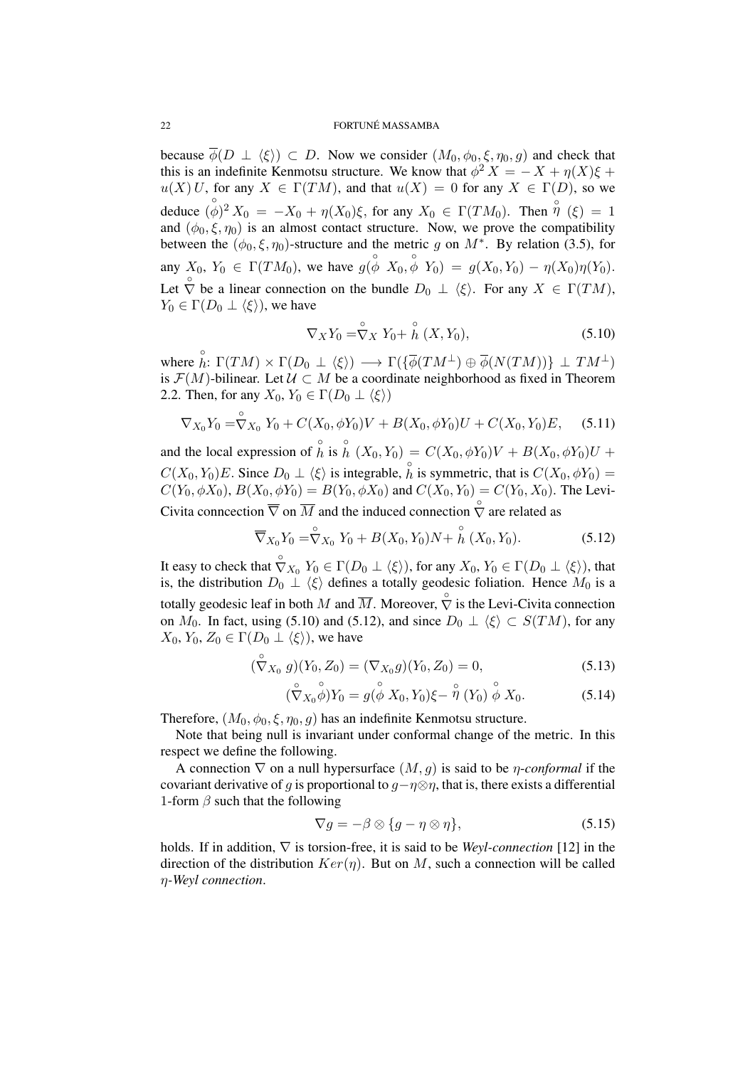because $\overline{\phi}(D \perp \langle\xi\rangle) \subset D$. Now we consider $(M_0, \phi_0, \xi, \eta_0, g)$ and check that this is an indefinite Kenmotsu structure. We know that $\phi^2 X = -X + \eta(X)\xi + u(X)U$, for any $X \in \Gamma(TM)$, and that $u(X) = 0$ for any $X \in \Gamma(D)$, so we deduce $(\overset{\circ}{\phi})^2 X_0 = -X_0 + \eta(X_0)\xi$, for any $X_0 \in \Gamma(TM_0)$. Then $\overset{\circ}{\eta}(\xi) = 1$ and $(\phi_0, \xi, \eta_0)$ is an almost contact structure. Now, we prove the compatibility between the $(\phi_0, \xi, \eta_0)$-structure and the metric $g$ on $M^*$. By relation (3.5), for any $X_0$, $Y_0 \in \Gamma(TM_0)$, we have $g(\overset{\circ}{\phi} X_0, \overset{\circ}{\phi} Y_0) = g(X_0, Y_0) - \eta(X_0)\eta(Y_0)$. Let $\overset{\circ}{\nabla}$ be a linear connection on the bundle $D_0 \perp \langle\xi\rangle$. For any $X \in \Gamma(TM)$, $Y_0 \in \Gamma(D_0 \perp \langle\xi\rangle)$, we have

$$\nabla_X Y_0 = \overset{\circ}{\nabla}_X Y_0 + \overset{\circ}{h}(X, Y_0), \tag{5.10}$$

where $\overset{\circ}{h}$: $\Gamma(TM) \times \Gamma(D_0 \perp \langle\xi\rangle) \longrightarrow \Gamma(\{\overline{\phi}(TM^\perp) \oplus \overline{\phi}(N(TM))\} \perp TM^\perp)$ is $\mathcal{F}(M)$-bilinear. Let $\mathcal{U} \subset M$ be a coordinate neighborhood as fixed in Theorem 2.2. Then, for any $X_0, Y_0 \in \Gamma(D_0 \perp \langle\xi\rangle)$

$$\nabla_{X_0} Y_0 = \overset{\circ}{\nabla}_{X_0} Y_0 + C(X_0, \phi Y_0)V + B(X_0, \phi Y_0)U + C(X_0, Y_0)E, \tag{5.11}$$

and the local expression of $\overset{\circ}{h}$ is $\overset{\circ}{h}(X_0, Y_0) = C(X_0, \phi Y_0)V + B(X_0, \phi Y_0)U + C(X_0, Y_0)E$. Since $D_0 \perp \langle\xi\rangle$ is integrable, $\overset{\circ}{h}$ is symmetric, that is $C(X_0, \phi Y_0) = C(Y_0, \phi X_0)$, $B(X_0, \phi Y_0) = B(Y_0, \phi X_0)$ and $C(X_0, Y_0) = C(Y_0, X_0)$. The Levi-Civita conncection $\overline{\nabla}$ on $\overline{M}$ and the induced connection $\overset{\circ}{\nabla}$ are related as

$$\overline{\nabla}_{X_0} Y_0 = \overset{\circ}{\nabla}_{X_0} Y_0 + B(X_0, Y_0)N + \overset{\circ}{h}(X_0, Y_0). \tag{5.12}$$

It easy to check that $\overset{\circ}{\nabla}_{X_0} Y_0 \in \Gamma(D_0 \perp \langle\xi\rangle)$, for any $X_0, Y_0 \in \Gamma(D_0 \perp \langle\xi\rangle)$, that is, the distribution $D_0 \perp \langle\xi\rangle$ defines a totally geodesic foliation. Hence $M_0$ is a totally geodesic leaf in both $M$ and $\overline{M}$. Moreover, $\overset{\circ}{\nabla}$ is the Levi-Civita connection on $M_0$. In fact, using (5.10) and (5.12), and since $D_0 \perp \langle\xi\rangle \subset S(TM)$, for any $X_0, Y_0, Z_0 \in \Gamma(D_0 \perp \langle\xi\rangle)$, we have

$$(\overset{\circ}{\nabla}_{X_0} g)(Y_0, Z_0) = (\nabla_{X_0} g)(Y_0, Z_0) = 0, \tag{5.13}$$

$$(\overset{\circ}{\nabla}_{X_0} \overset{\circ}{\phi})Y_0 = g(\overset{\circ}{\phi} X_0, Y_0)\xi - \overset{\circ}{\eta}(Y_0) \overset{\circ}{\phi} X_0. \tag{5.14}$$

Therefore, $(M_0, \phi_0, \xi, \eta_0, g)$ has an indefinite Kenmotsu structure.

Note that being null is invariant under conformal change of the metric. In this respect we define the following.

A connection $\nabla$ on a null hypersurface $(M, g)$ is said to be *$\eta$-conformal* if the covariant derivative of $g$ is proportional to $g - \eta\otimes\eta$, that is, there exists a differential 1-form $\beta$ such that the following

$$\nabla g = -\beta \otimes \{g - \eta \otimes \eta\}, \tag{5.15}$$

holds. If in addition, $\nabla$ is torsion-free, it is said to be *Weyl-connection* [12] in the direction of the distribution $Ker(\eta)$. But on $M$, such a connection will be called *$\eta$-Weyl connection*.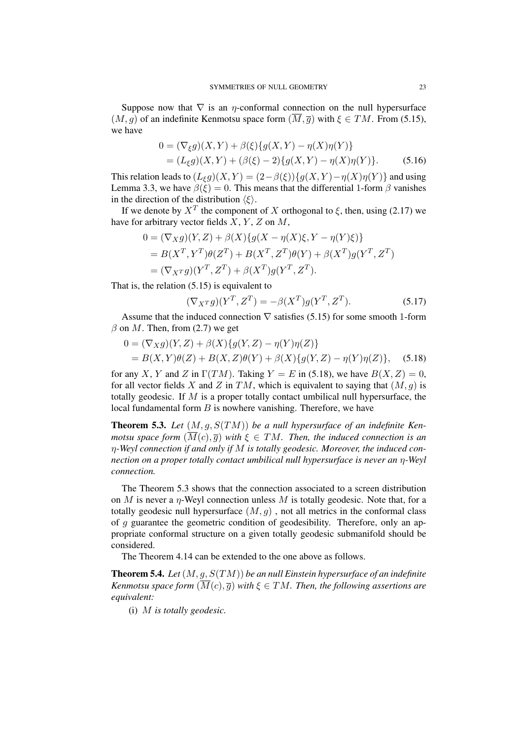Suppose now that $\nabla$ is an $\eta$-conformal connection on the null hypersurface $(M, g)$ of an indefinite Kenmotsu space form $(\overline{M}, \overline{g})$ with $\xi \in TM$. From (5.15), we have

$$
\begin{aligned}
0 &= (\nabla_\xi g)(X,Y) + \beta(\xi)\{g(X,Y) - \eta(X)\eta(Y)\} \\
&= (L_\xi g)(X,Y) + (\beta(\xi) - 2)\{g(X,Y) - \eta(X)\eta(Y)\}. \qquad (5.16)
\end{aligned}
$$

This relation leads to $(L_\xi g)(X,Y) = (2-\beta(\xi))\{g(X,Y) - \eta(X)\eta(Y)\}$ and using Lemma 3.3, we have $\beta(\xi) = 0$. This means that the differential 1-form $\beta$ vanishes in the direction of the distribution $\langle \xi \rangle$.

If we denote by $X^T$ the component of $X$ orthogonal to $\xi$, then, using (2.17) we have for arbitrary vector fields $X$, $Y$, $Z$ on $M$,

$$
\begin{aligned}
0 &= (\nabla_X g)(Y,Z) + \beta(X)\{g(X - \eta(X)\xi, Y - \eta(Y)\xi)\} \\
&= B(X^T, Y^T)\theta(Z^T) + B(X^T, Z^T)\theta(Y) + \beta(X^T)g(Y^T, Z^T) \\
&= (\nabla_{X^T} g)(Y^T, Z^T) + \beta(X^T)g(Y^T, Z^T).
\end{aligned}
$$

That is, the relation (5.15) is equivalent to

$$
(\nabla_{X^T} g)(Y^T, Z^T) = -\beta(X^T)g(Y^T, Z^T). \qquad (5.17)
$$

Assume that the induced connection $\nabla$ satisfies (5.15) for some smooth 1-form $\beta$ on $M$. Then, from (2.7) we get

$$
\begin{aligned}
0 &= (\nabla_X g)(Y,Z) + \beta(X)\{g(Y,Z) - \eta(Y)\eta(Z)\} \\
&= B(X,Y)\theta(Z) + B(X,Z)\theta(Y) + \beta(X)\{g(Y,Z) - \eta(Y)\eta(Z)\}, \qquad (5.18)
\end{aligned}
$$

for any $X$, $Y$ and $Z$ in $\Gamma(TM)$. Taking $Y = E$ in (5.18), we have $B(X,Z) = 0$, for all vector fields $X$ and $Z$ in $TM$, which is equivalent to saying that $(M, g)$ is totally geodesic. If $M$ is a proper totally contact umbilical null hypersurface, the local fundamental form $B$ is nowhere vanishing. Therefore, we have

**Theorem 5.3.** *Let $(M, g, S(TM))$ be a null hypersurface of an indefinite Kenmotsu space form $(\overline{M}(c), \overline{g})$ with $\xi \in TM$. Then, the induced connection is an $\eta$-Weyl connection if and only if $M$ is totally geodesic. Moreover, the induced connection on a proper totally contact umbilical null hypersurface is never an $\eta$-Weyl connection.*

The Theorem 5.3 shows that the connection associated to a screen distribution on $M$ is never a $\eta$-Weyl connection unless $M$ is totally geodesic. Note that, for a totally geodesic null hypersurface $(M, g)$ , not all metrics in the conformal class of $g$ guarantee the geometric condition of geodesibility. Therefore, only an appropriate conformal structure on a given totally geodesic submanifold should be considered.

The Theorem 4.14 can be extended to the one above as follows.

**Theorem 5.4.** *Let $(M, g, S(TM))$ be an null Einstein hypersurface of an indefinite Kenmotsu space form $(\overline{M}(c), \overline{g})$ with $\xi \in TM$. Then, the following assertions are equivalent:*

(i) *$M$ is totally geodesic.*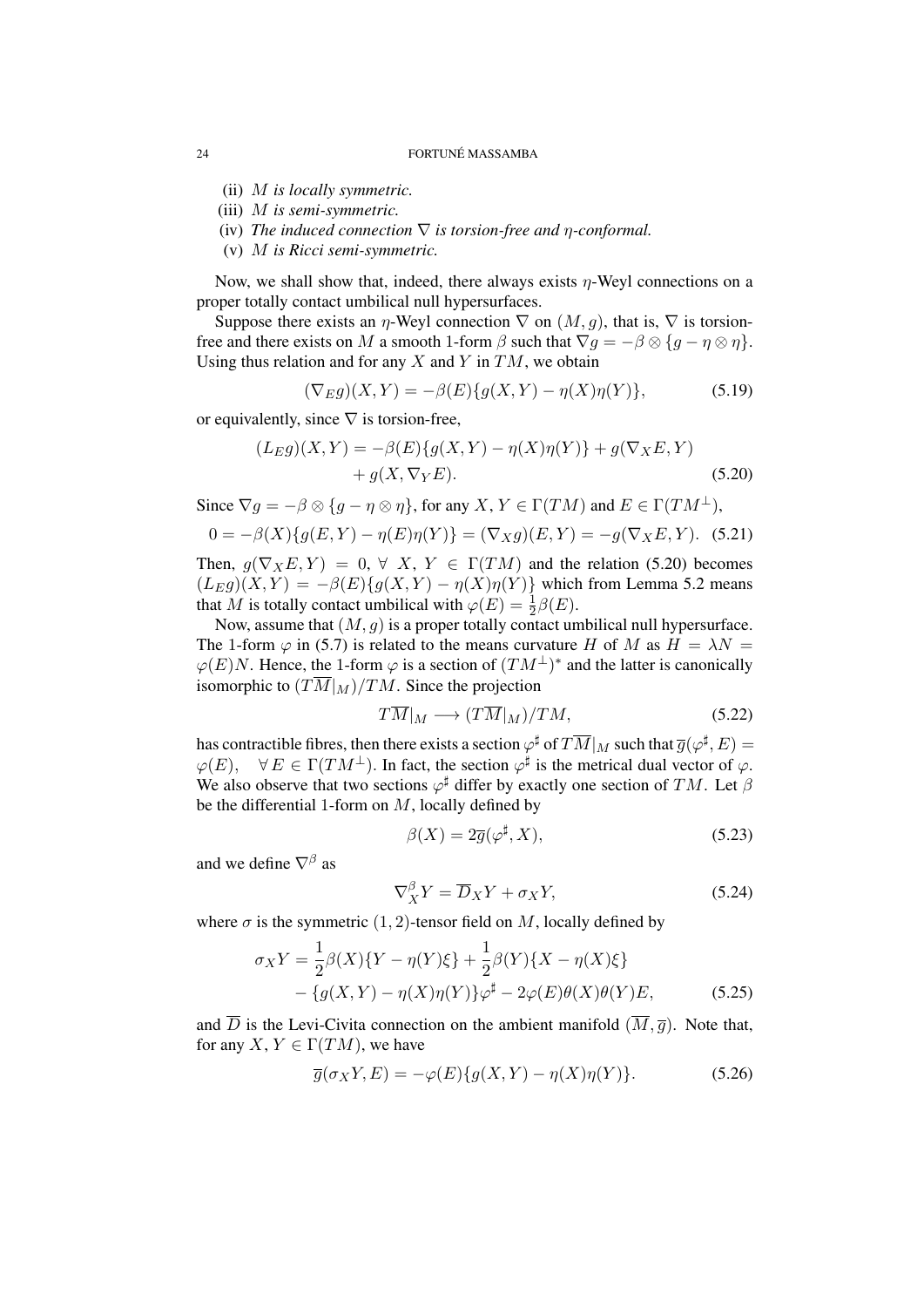(ii) $M$ *is locally symmetric.*

(iii) $M$ *is semi-symmetric.*

(iv) *The induced connection* $\nabla$ *is torsion-free and* $\eta$*-conformal.*

(v) $M$ *is Ricci semi-symmetric.*

Now, we shall show that, indeed, there always exists $\eta$-Weyl connections on a proper totally contact umbilical null hypersurfaces.

Suppose there exists an $\eta$-Weyl connection $\nabla$ on $(M, g)$, that is, $\nabla$ is torsion-free and there exists on $M$ a smooth 1-form $\beta$ such that $\nabla g = -\beta \otimes \{g - \eta \otimes \eta\}$. Using thus relation and for any $X$ and $Y$ in $TM$, we obtain

$$(\nabla_E g)(X, Y) = -\beta(E)\{g(X, Y) - \eta(X)\eta(Y)\}, \tag{5.19}$$

or equivalently, since $\nabla$ is torsion-free,

$$\begin{aligned}(L_E g)(X, Y) = -\beta(E)\{g(X, Y) - \eta(X)\eta(Y)\} + g(\nabla_X E, Y) \\ + g(X, \nabla_Y E).\end{aligned} \tag{5.20}$$

Since $\nabla g = -\beta \otimes \{g - \eta \otimes \eta\}$, for any $X, Y \in \Gamma(TM)$ and $E \in \Gamma(TM^{\perp})$,

$$0 = -\beta(X)\{g(E, Y) - \eta(E)\eta(Y)\} = (\nabla_X g)(E, Y) = -g(\nabla_X E, Y). \tag{5.21}$$

Then, $g(\nabla_X E, Y) = 0$, $\forall\ X,\ Y \in \Gamma(TM)$ and the relation (5.20) becomes $(L_E g)(X, Y) = -\beta(E)\{g(X, Y) - \eta(X)\eta(Y)\}$ which from Lemma 5.2 means that $M$ is totally contact umbilical with $\varphi(E) = \frac{1}{2}\beta(E)$.

Now, assume that $(M, g)$ is a proper totally contact umbilical null hypersurface. The 1-form $\varphi$ in (5.7) is related to the means curvature $H$ of $M$ as $H = \lambda N = \varphi(E)N$. Hence, the 1-form $\varphi$ is a section of $(TM^{\perp})^*$ and the latter is canonically isomorphic to $(T\overline{M}|_M)/TM$. Since the projection

$$T\overline{M}|_M \longrightarrow (T\overline{M}|_M)/TM, \tag{5.22}$$

has contractible fibres, then there exists a section $\varphi^\sharp$ of $T\overline{M}|_M$ such that $\overline{g}(\varphi^\sharp, E) = \varphi(E)$, $\quad \forall\, E \in \Gamma(TM^{\perp})$. In fact, the section $\varphi^\sharp$ is the metrical dual vector of $\varphi$. We also observe that two sections $\varphi^\sharp$ differ by exactly one section of $TM$. Let $\beta$ be the differential 1-form on $M$, locally defined by

$$\beta(X) = 2\overline{g}(\varphi^\sharp, X), \tag{5.23}$$

and we define $\nabla^\beta$ as

$$\nabla^\beta_X Y = \overline{D}_X Y + \sigma_X Y, \tag{5.24}$$

where $\sigma$ is the symmetric $(1, 2)$-tensor field on $M$, locally defined by

$$\begin{aligned}\sigma_X Y = \frac{1}{2}\beta(X)\{Y - \eta(Y)\xi\} + \frac{1}{2}\beta(Y)\{X - \eta(X)\xi\} \\ - \{g(X, Y) - \eta(X)\eta(Y)\}\varphi^\sharp - 2\varphi(E)\theta(X)\theta(Y)E,\end{aligned} \tag{5.25}$$

and $\overline{D}$ is the Levi-Civita connection on the ambient manifold $(\overline{M}, \overline{g})$. Note that, for any $X, Y \in \Gamma(TM)$, we have

$$\overline{g}(\sigma_X Y, E) = -\varphi(E)\{g(X, Y) - \eta(X)\eta(Y)\}. \tag{5.26}$$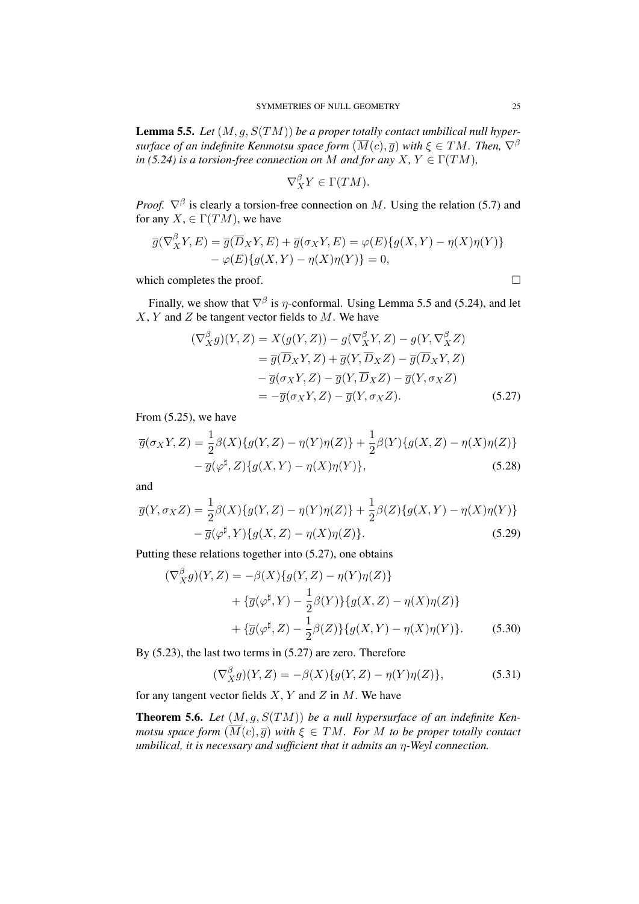**Lemma 5.5.** *Let $(M, g, S(TM))$ be a proper totally contact umbilical null hypersurface of an indefinite Kenmotsu space form $(\overline{M}(c), \overline{g})$ with $\xi \in TM$. Then, $\nabla^\beta$ in (5.24) is a torsion-free connection on $M$ and for any $X$, $Y \in \Gamma(TM)$,*

$$\nabla^\beta_X Y \in \Gamma(TM).$$

*Proof.* $\nabla^\beta$ is clearly a torsion-free connection on $M$. Using the relation (5.7) and for any $X, \in \Gamma(TM)$, we have

$$\begin{aligned}\overline{g}(\nabla^\beta_X Y, E) = \overline{g}(\overline{D}_X Y, E) + \overline{g}(\sigma_X Y, E) &= \varphi(E)\{g(X,Y) - \eta(X)\eta(Y)\} \\ &- \varphi(E)\{g(X,Y) - \eta(X)\eta(Y)\} = 0,\end{aligned}$$

which completes the proof. $\square$

Finally, we show that $\nabla^\beta$ is $\eta$-conformal. Using Lemma 5.5 and (5.24), and let $X$, $Y$ and $Z$ be tangent vector fields to $M$. We have

$$\begin{aligned}(\nabla^\beta_X g)(Y,Z) &= X(g(Y,Z)) - g(\nabla^\beta_X Y, Z) - g(Y, \nabla^\beta_X Z) \\ &= \overline{g}(\overline{D}_X Y, Z) + \overline{g}(Y, \overline{D}_X Z) - \overline{g}(\overline{D}_X Y, Z) \\ &- \overline{g}(\sigma_X Y, Z) - \overline{g}(Y, \overline{D}_X Z) - \overline{g}(Y, \sigma_X Z) \\ &= -\overline{g}(\sigma_X Y, Z) - \overline{g}(Y, \sigma_X Z). \qquad (5.27)\end{aligned}$$

From (5.25), we have

$$\begin{aligned}\overline{g}(\sigma_X Y, Z) = \frac{1}{2}\beta(X)\{g(Y,Z) - \eta(Y)\eta(Z)\} + \frac{1}{2}\beta(Y)\{g(X,Z) - \eta(X)\eta(Z)\} \\ - \overline{g}(\varphi^\sharp, Z)\{g(X,Y) - \eta(X)\eta(Y)\}, \qquad (5.28)\end{aligned}$$

and

$$\begin{aligned}\overline{g}(Y, \sigma_X Z) = \frac{1}{2}\beta(X)\{g(Y,Z) - \eta(Y)\eta(Z)\} + \frac{1}{2}\beta(Z)\{g(X,Y) - \eta(X)\eta(Y)\} \\ - \overline{g}(\varphi^\sharp, Y)\{g(X,Z) - \eta(X)\eta(Z)\}. \qquad (5.29)\end{aligned}$$

Putting these relations together into (5.27), one obtains

$$\begin{aligned}(\nabla^\beta_X g)(Y,Z) = &-\beta(X)\{g(Y,Z) - \eta(Y)\eta(Z)\} \\ &+ \{\overline{g}(\varphi^\sharp, Y) - \frac{1}{2}\beta(Y)\}\{g(X,Z) - \eta(X)\eta(Z)\} \\ &+ \{\overline{g}(\varphi^\sharp, Z) - \frac{1}{2}\beta(Z)\}\{g(X,Y) - \eta(X)\eta(Y)\}. \qquad (5.30)\end{aligned}$$

By (5.23), the last two terms in (5.27) are zero. Therefore

$$(\nabla^\beta_X g)(Y,Z) = -\beta(X)\{g(Y,Z) - \eta(Y)\eta(Z)\}, \qquad (5.31)$$

for any tangent vector fields $X$, $Y$ and $Z$ in $M$. We have

**Theorem 5.6.** *Let $(M, g, S(TM))$ be a null hypersurface of an indefinite Kenmotsu space form $(\overline{M}(c), \overline{g})$ with $\xi \in TM$. For $M$ to be proper totally contact umbilical, it is necessary and sufficient that it admits an $\eta$-Weyl connection.*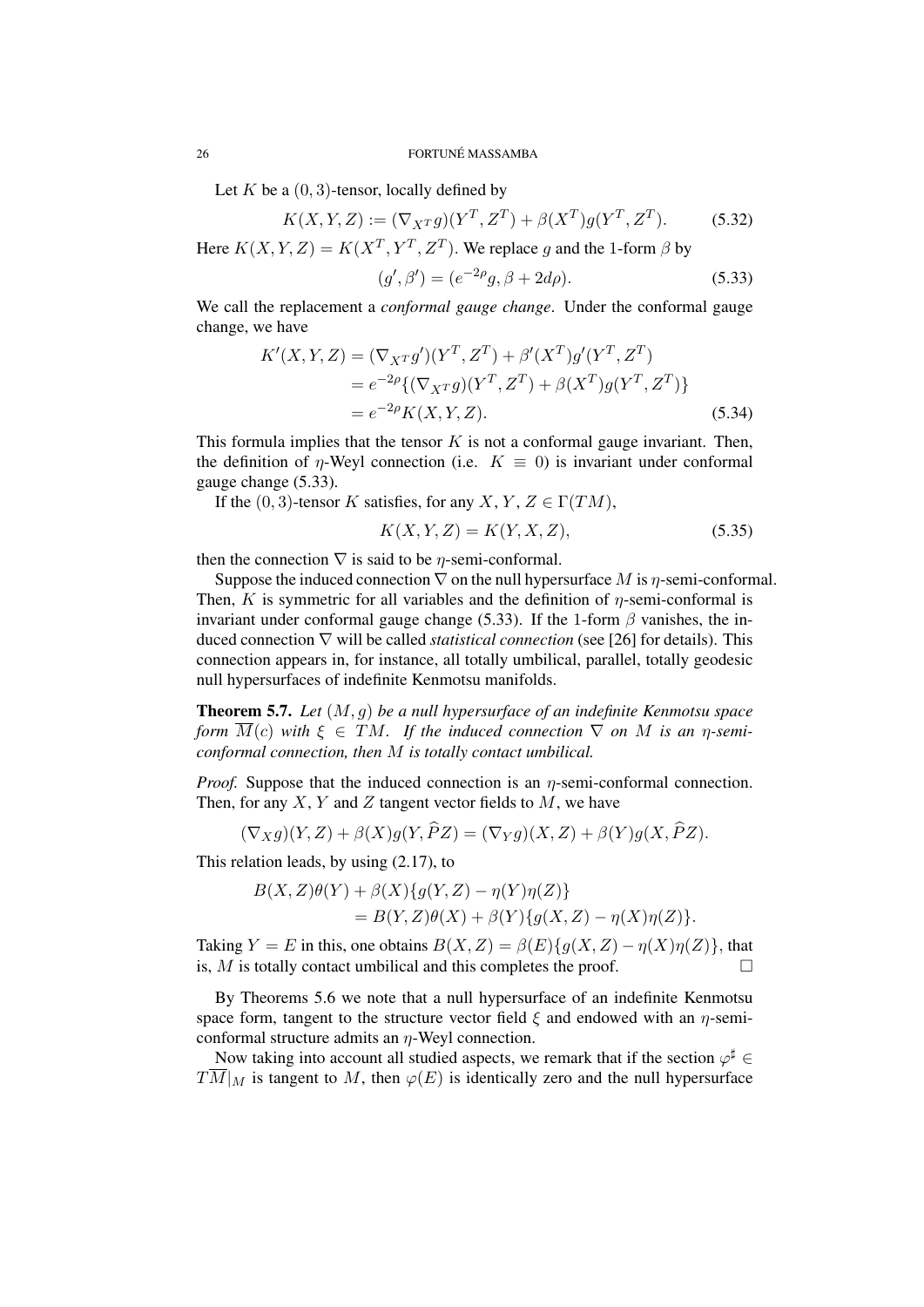Let $K$ be a $(0,3)$-tensor, locally defined by

$$K(X,Y,Z) := (\nabla_{X^T} g)(Y^T, Z^T) + \beta(X^T) g(Y^T, Z^T). \tag{5.32}$$

Here $K(X,Y,Z) = K(X^T, Y^T, Z^T)$. We replace $g$ and the 1-form $\beta$ by

$$(g', \beta') = (e^{-2\rho} g, \beta + 2d\rho). \tag{5.33}$$

We call the replacement a *conformal gauge change*. Under the conformal gauge change, we have

$$\begin{aligned} K'(X,Y,Z) &= (\nabla_{X^T} g')(Y^T, Z^T) + \beta'(X^T) g'(Y^T, Z^T) \\ &= e^{-2\rho}\{(\nabla_{X^T} g)(Y^T, Z^T) + \beta(X^T) g(Y^T, Z^T)\} \\ &= e^{-2\rho} K(X,Y,Z). \end{aligned} \tag{5.34}$$

This formula implies that the tensor $K$ is not a conformal gauge invariant. Then, the definition of $\eta$-Weyl connection (i.e. $K \equiv 0$) is invariant under conformal gauge change (5.33).

If the $(0,3)$-tensor $K$ satisfies, for any $X, Y, Z \in \Gamma(TM)$,

$$K(X,Y,Z) = K(Y,X,Z), \tag{5.35}$$

then the connection $\nabla$ is said to be $\eta$-semi-conformal.

Suppose the induced connection $\nabla$ on the null hypersurface $M$ is $\eta$-semi-conformal. Then, $K$ is symmetric for all variables and the definition of $\eta$-semi-conformal is invariant under conformal gauge change (5.33). If the 1-form $\beta$ vanishes, the induced connection $\nabla$ will be called *statistical connection* (see [26] for details). This connection appears in, for instance, all totally umbilical, parallel, totally geodesic null hypersurfaces of indefinite Kenmotsu manifolds.

**Theorem 5.7.** *Let $(M,g)$ be a null hypersurface of an indefinite Kenmotsu space form $\overline{M}(c)$ with $\xi \in TM$. If the induced connection $\nabla$ on $M$ is an $\eta$-semi-conformal connection, then $M$ is totally contact umbilical.*

*Proof.* Suppose that the induced connection is an $\eta$-semi-conformal connection. Then, for any $X$, $Y$ and $Z$ tangent vector fields to $M$, we have

$$(\nabla_X g)(Y,Z) + \beta(X) g(Y, \widehat{P}Z) = (\nabla_Y g)(X,Z) + \beta(Y) g(X, \widehat{P}Z).$$

This relation leads, by using (2.17), to

$$\begin{aligned} B(X,Z)\theta(Y) &+ \beta(X)\{g(Y,Z) - \eta(Y)\eta(Z)\} \\ &= B(Y,Z)\theta(X) + \beta(Y)\{g(X,Z) - \eta(X)\eta(Z)\}. \end{aligned}$$

Taking $Y = E$ in this, one obtains $B(X,Z) = \beta(E)\{g(X,Z) - \eta(X)\eta(Z)\}$, that is, $M$ is totally contact umbilical and this completes the proof. $\square$

By Theorems 5.6 we note that a null hypersurface of an indefinite Kenmotsu space form, tangent to the structure vector field $\xi$ and endowed with an $\eta$-semi-conformal structure admits an $\eta$-Weyl connection.

Now taking into account all studied aspects, we remark that if the section $\varphi^\sharp \in T\overline{M}|_M$ is tangent to $M$, then $\varphi(E)$ is identically zero and the null hypersurface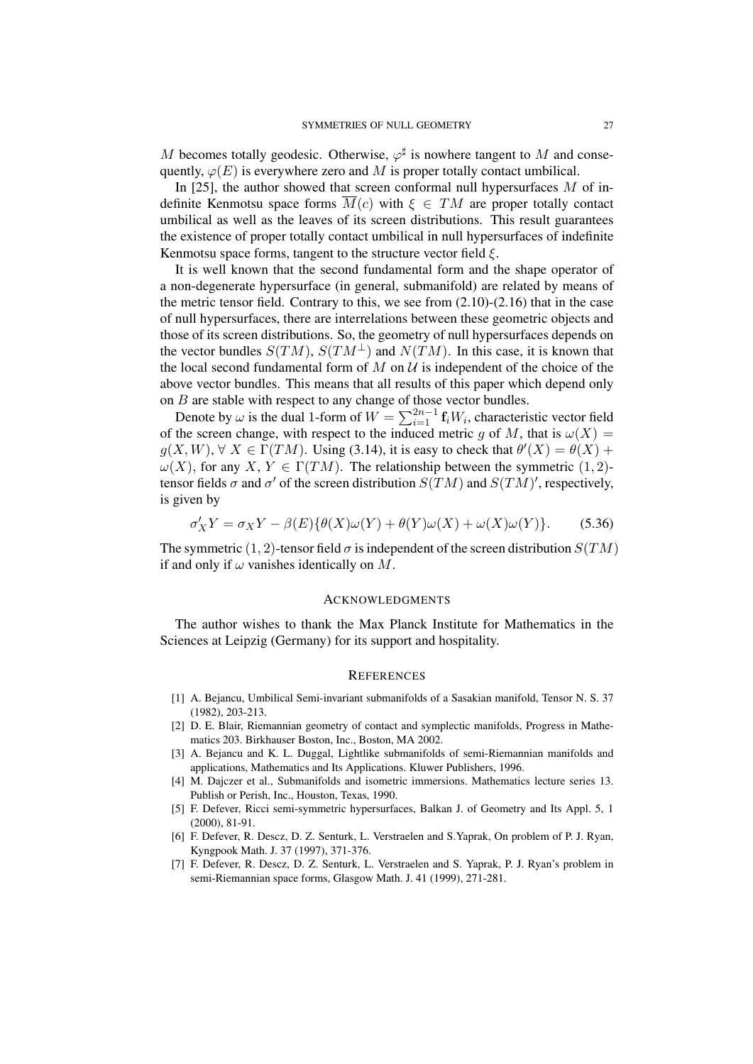$M$ becomes totally geodesic. Otherwise, $\varphi^\sharp$ is nowhere tangent to $M$ and consequently, $\varphi(E)$ is everywhere zero and $M$ is proper totally contact umbilical.

In [25], the author showed that screen conformal null hypersurfaces $M$ of indefinite Kenmotsu space forms $\overline{M}(c)$ with $\xi \in TM$ are proper totally contact umbilical as well as the leaves of its screen distributions. This result guarantees the existence of proper totally contact umbilical in null hypersurfaces of indefinite Kenmotsu space forms, tangent to the structure vector field $\xi$.

It is well known that the second fundamental form and the shape operator of a non-degenerate hypersurface (in general, submanifold) are related by means of the metric tensor field. Contrary to this, we see from (2.10)-(2.16) that in the case of null hypersurfaces, there are interrelations between these geometric objects and those of its screen distributions. So, the geometry of null hypersurfaces depends on the vector bundles $S(TM)$, $S(TM^\perp)$ and $N(TM)$. In this case, it is known that the local second fundamental form of $M$ on $\mathcal{U}$ is independent of the choice of the above vector bundles. This means that all results of this paper which depend only on $B$ are stable with respect to any change of those vector bundles.

Denote by $\omega$ is the dual 1-form of $W = \sum_{i=1}^{2n-1} \mathbf{f}_i W_i$, characteristic vector field of the screen change, with respect to the induced metric $g$ of $M$, that is $\omega(X) = g(X, W)$, $\forall\, X \in \Gamma(TM)$. Using (3.14), it is easy to check that $\theta'(X) = \theta(X) + \omega(X)$, for any $X, Y \in \Gamma(TM)$. The relationship between the symmetric $(1,2)$-tensor fields $\sigma$ and $\sigma'$ of the screen distribution $S(TM)$ and $S(TM)'$, respectively, is given by

$$\sigma'_X Y = \sigma_X Y - \beta(E)\{\theta(X)\omega(Y) + \theta(Y)\omega(X) + \omega(X)\omega(Y)\}. \qquad (5.36)$$

The symmetric $(1,2)$-tensor field $\sigma$ is independent of the screen distribution $S(TM)$ if and only if $\omega$ vanishes identically on $M$.

## Acknowledgments

The author wishes to thank the Max Planck Institute for Mathematics in the Sciences at Leipzig (Germany) for its support and hospitality.

## References

[1] A. Bejancu, Umbilical Semi-invariant submanifolds of a Sasakian manifold, Tensor N. S. 37 (1982), 203-213.

[2] D. E. Blair, Riemannian geometry of contact and symplectic manifolds, Progress in Mathematics 203. Birkhauser Boston, Inc., Boston, MA 2002.

[3] A. Bejancu and K. L. Duggal, Lightlike submanifolds of semi-Riemannian manifolds and applications, Mathematics and Its Applications. Kluwer Publishers, 1996.

[4] M. Dajczer et al., Submanifolds and isometric immersions. Mathematics lecture series 13. Publish or Perish, Inc., Houston, Texas, 1990.

[5] F. Defever, Ricci semi-symmetric hypersurfaces, Balkan J. of Geometry and Its Appl. 5, 1 (2000), 81-91.

[6] F. Defever, R. Descz, D. Z. Senturk, L. Verstraelen and S.Yaprak, On problem of P. J. Ryan, Kyngpook Math. J. 37 (1997), 371-376.

[7] F. Defever, R. Descz, D. Z. Senturk, L. Verstraelen and S. Yaprak, P. J. Ryan's problem in semi-Riemannian space forms, Glasgow Math. J. 41 (1999), 271-281.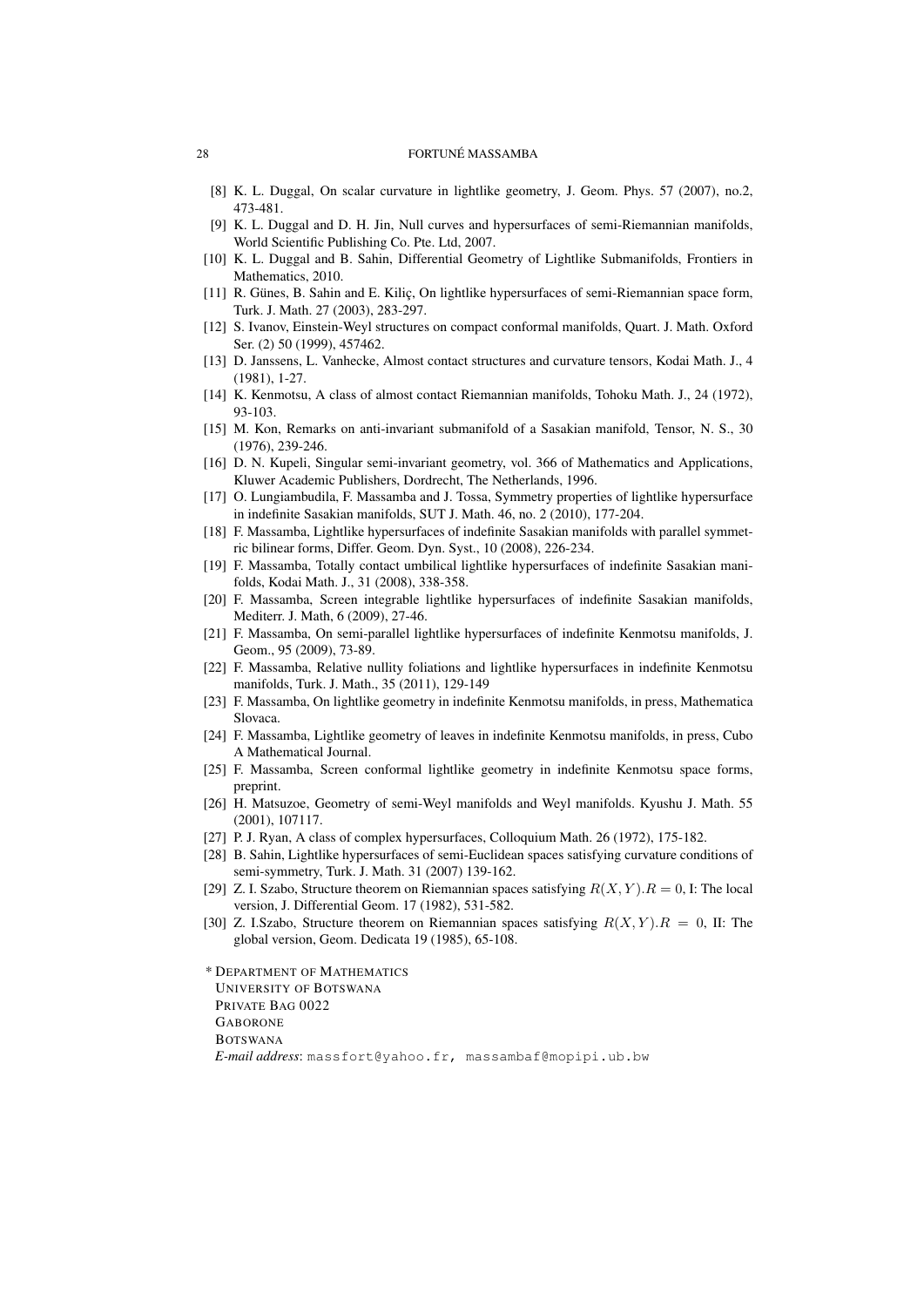[8] K. L. Duggal, On scalar curvature in lightlike geometry, J. Geom. Phys. 57 (2007), no.2, 473-481.

[9] K. L. Duggal and D. H. Jin, Null curves and hypersurfaces of semi-Riemannian manifolds, World Scientific Publishing Co. Pte. Ltd, 2007.

[10] K. L. Duggal and B. Sahin, Differential Geometry of Lightlike Submanifolds, Frontiers in Mathematics, 2010.

[11] R. Günes, B. Sahin and E. Kiliç, On lightlike hypersurfaces of semi-Riemannian space form, Turk. J. Math. 27 (2003), 283-297.

[12] S. Ivanov, Einstein-Weyl structures on compact conformal manifolds, Quart. J. Math. Oxford Ser. (2) 50 (1999), 457462.

[13] D. Janssens, L. Vanhecke, Almost contact structures and curvature tensors, Kodai Math. J., 4 (1981), 1-27.

[14] K. Kenmotsu, A class of almost contact Riemannian manifolds, Tohoku Math. J., 24 (1972), 93-103.

[15] M. Kon, Remarks on anti-invariant submanifold of a Sasakian manifold, Tensor, N. S., 30 (1976), 239-246.

[16] D. N. Kupeli, Singular semi-invariant geometry, vol. 366 of Mathematics and Applications, Kluwer Academic Publishers, Dordrecht, The Netherlands, 1996.

[17] O. Lungiambudila, F. Massamba and J. Tossa, Symmetry properties of lightlike hypersurface in indefinite Sasakian manifolds, SUT J. Math. 46, no. 2 (2010), 177-204.

[18] F. Massamba, Lightlike hypersurfaces of indefinite Sasakian manifolds with parallel symmetric bilinear forms, Differ. Geom. Dyn. Syst., 10 (2008), 226-234.

[19] F. Massamba, Totally contact umbilical lightlike hypersurfaces of indefinite Sasakian manifolds, Kodai Math. J., 31 (2008), 338-358.

[20] F. Massamba, Screen integrable lightlike hypersurfaces of indefinite Sasakian manifolds, Mediterr. J. Math, 6 (2009), 27-46.

[21] F. Massamba, On semi-parallel lightlike hypersurfaces of indefinite Kenmotsu manifolds, J. Geom., 95 (2009), 73-89.

[22] F. Massamba, Relative nullity foliations and lightlike hypersurfaces in indefinite Kenmotsu manifolds, Turk. J. Math., 35 (2011), 129-149

[23] F. Massamba, On lightlike geometry in indefinite Kenmotsu manifolds, in press, Mathematica Slovaca.

[24] F. Massamba, Lightlike geometry of leaves in indefinite Kenmotsu manifolds, in press, Cubo A Mathematical Journal.

[25] F. Massamba, Screen conformal lightlike geometry in indefinite Kenmotsu space forms, preprint.

[26] H. Matsuzoe, Geometry of semi-Weyl manifolds and Weyl manifolds. Kyushu J. Math. 55 (2001), 107117.

[27] P. J. Ryan, A class of complex hypersurfaces, Colloquium Math. 26 (1972), 175-182.

[28] B. Sahin, Lightlike hypersurfaces of semi-Euclidean spaces satisfying curvature conditions of semi-symmetry, Turk. J. Math. 31 (2007) 139-162.

[29] Z. I. Szabo, Structure theorem on Riemannian spaces satisfying $R(X,Y).R = 0$, I: The local version, J. Differential Geom. 17 (1982), 531-582.

[30] Z. I.Szabo, Structure theorem on Riemannian spaces satisfying $R(X,Y).R = 0$, II: The global version, Geom. Dedicata 19 (1985), 65-108.

* DEPARTMENT OF MATHEMATICS
UNIVERSITY OF BOTSWANA
PRIVATE BAG 0022
GABORONE
BOTSWANA
*E-mail address*: massfort@yahoo.fr, massambaf@mopipi.ub.bw